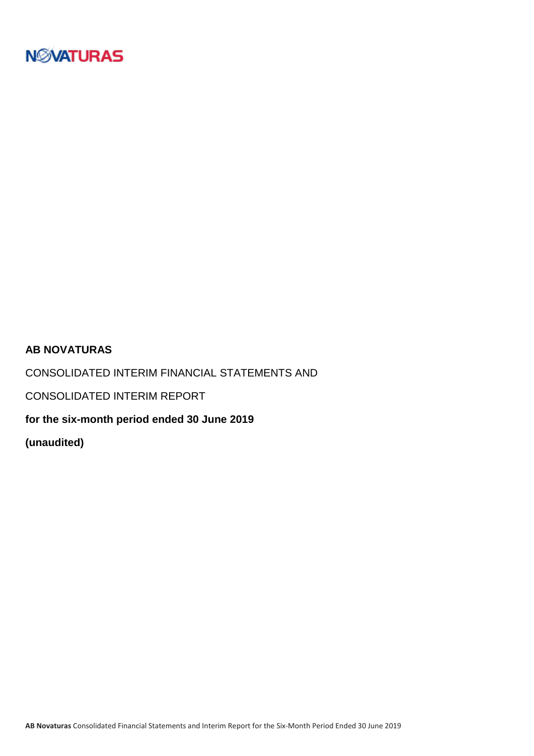# AB NOVATURAS

CONSOLIDATED INTERIM FINANCIAL STATEMENTS AND

CONSOLIDATED INTERIM REPORT

**for the six-month period ended 30 June 2019**

**(unaudited)**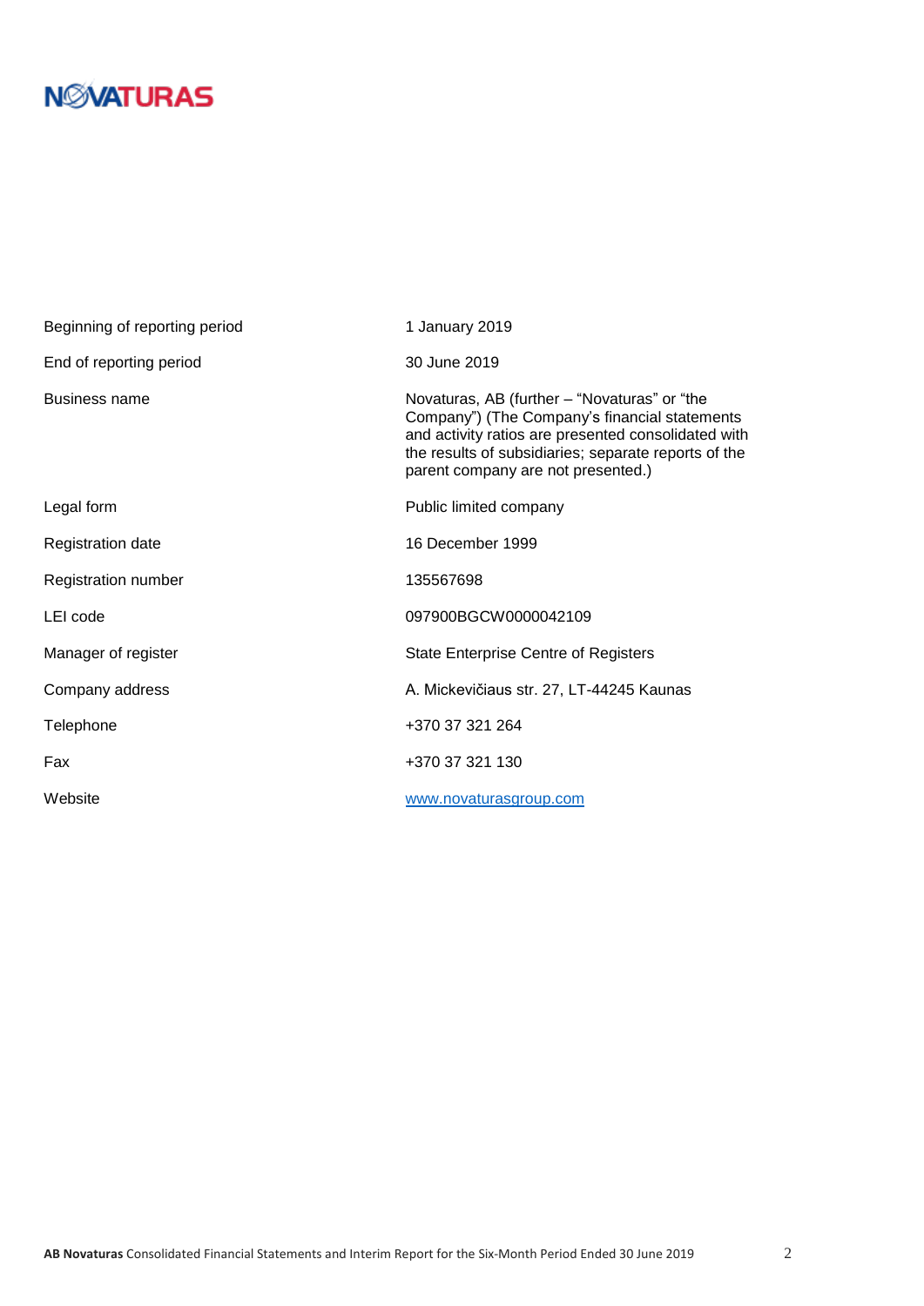| | |
|---|---|
| Beginning of reporting period | 1 January 2019 |
| End of reporting period | 30 June 2019 |
| Business name | Novaturas, AB (further – "Novaturas" or "the Company") (The Company's financial statements and activity ratios are presented consolidated with the results of subsidiaries; separate reports of the parent company are not presented.) |
| Legal form | Public limited company |
| Registration date | 16 December 1999 |
| Registration number | 135567698 |
| LEI code | 097900BGCW0000042109 |
| Manager of register | State Enterprise Centre of Registers |
| Company address | A. Mickevičiaus str. 27, LT-44245 Kaunas |
| Telephone | +370 37 321 264 |
| Fax | +370 37 321 130 |
| Website | www.novaturasgroup.com |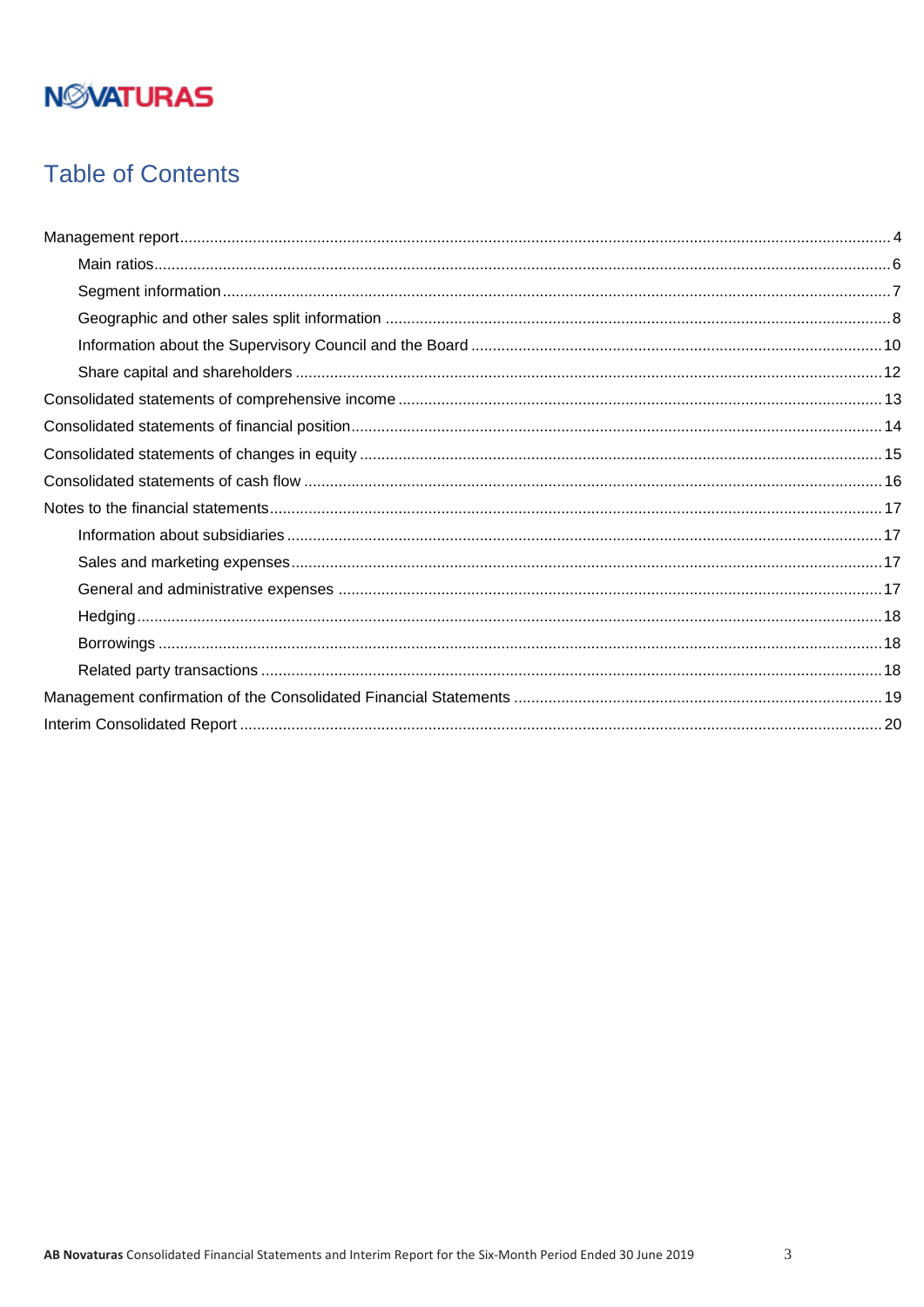NOVATURAS

# Table of Contents

Management report ........ 4
- Main ratios ........ 6
- Segment information ........ 7
- Geographic and other sales split information ........ 8
- Information about the Supervisory Council and the Board ........ 10
- Share capital and shareholders ........ 12

Consolidated statements of comprehensive income ........ 13
Consolidated statements of financial position ........ 14
Consolidated statements of changes in equity ........ 15
Consolidated statements of cash flow ........ 16
Notes to the financial statements ........ 17
- Information about subsidiaries ........ 17
- Sales and marketing expenses ........ 17
- General and administrative expenses ........ 17
- Hedging ........ 18
- Borrowings ........ 18
- Related party transactions ........ 18

Management confirmation of the Consolidated Financial Statements ........ 19
Interim Consolidated Report ........ 20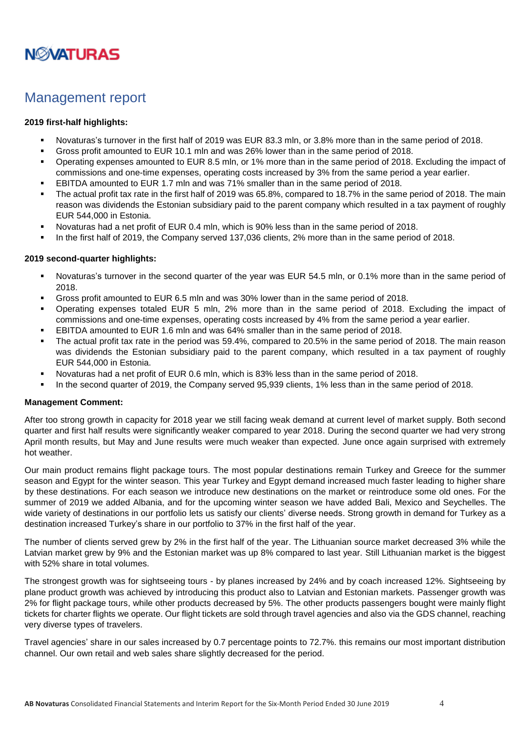# Management report

**2019 first-half highlights:**

- Novaturas's turnover in the first half of 2019 was EUR 83.3 mln, or 3.8% more than in the same period of 2018.
- Gross profit amounted to EUR 10.1 mln and was 26% lower than in the same period of 2018.
- Operating expenses amounted to EUR 8.5 mln, or 1% more than in the same period of 2018. Excluding the impact of commissions and one-time expenses, operating costs increased by 3% from the same period a year earlier.
- EBITDA amounted to EUR 1.7 mln and was 71% smaller than in the same period of 2018.
- The actual profit tax rate in the first half of 2019 was 65.8%, compared to 18.7% in the same period of 2018. The main reason was dividends the Estonian subsidiary paid to the parent company which resulted in a tax payment of roughly EUR 544,000 in Estonia.
- Novaturas had a net profit of EUR 0.4 mln, which is 90% less than in the same period of 2018.
- In the first half of 2019, the Company served 137,036 clients, 2% more than in the same period of 2018.

**2019 second-quarter highlights:**

- Novaturas's turnover in the second quarter of the year was EUR 54.5 mln, or 0.1% more than in the same period of 2018.
- Gross profit amounted to EUR 6.5 mln and was 30% lower than in the same period of 2018.
- Operating expenses totaled EUR 5 mln, 2% more than in the same period of 2018. Excluding the impact of commissions and one-time expenses, operating costs increased by 4% from the same period a year earlier.
- EBITDA amounted to EUR 1.6 mln and was 64% smaller than in the same period of 2018.
- The actual profit tax rate in the period was 59.4%, compared to 20.5% in the same period of 2018. The main reason was dividends the Estonian subsidiary paid to the parent company, which resulted in a tax payment of roughly EUR 544,000 in Estonia.
- Novaturas had a net profit of EUR 0.6 mln, which is 83% less than in the same period of 2018.
- In the second quarter of 2019, the Company served 95,939 clients, 1% less than in the same period of 2018.

**Management Comment:**

After too strong growth in capacity for 2018 year we still facing weak demand at current level of market supply. Both second quarter and first half results were significantly weaker compared to year 2018. During the second quarter we had very strong April month results, but May and June results were much weaker than expected. June once again surprised with extremely hot weather.

Our main product remains flight package tours. The most popular destinations remain Turkey and Greece for the summer season and Egypt for the winter season. This year Turkey and Egypt demand increased much faster leading to higher share by these destinations. For each season we introduce new destinations on the market or reintroduce some old ones. For the summer of 2019 we added Albania, and for the upcoming winter season we have added Bali, Mexico and Seychelles. The wide variety of destinations in our portfolio lets us satisfy our clients' diverse needs. Strong growth in demand for Turkey as a destination increased Turkey's share in our portfolio to 37% in the first half of the year.

The number of clients served grew by 2% in the first half of the year. The Lithuanian source market decreased 3% while the Latvian market grew by 9% and the Estonian market was up 8% compared to last year. Still Lithuanian market is the biggest with 52% share in total volumes.

The strongest growth was for sightseeing tours - by planes increased by 24% and by coach increased 12%. Sightseeing by plane product growth was achieved by introducing this product also to Latvian and Estonian markets. Passenger growth was 2% for flight package tours, while other products decreased by 5%. The other products passengers bought were mainly flight tickets for charter flights we operate. Our flight tickets are sold through travel agencies and also via the GDS channel, reaching very diverse types of travelers.

Travel agencies' share in our sales increased by 0.7 percentage points to 72.7%. this remains our most important distribution channel. Our own retail and web sales share slightly decreased for the period.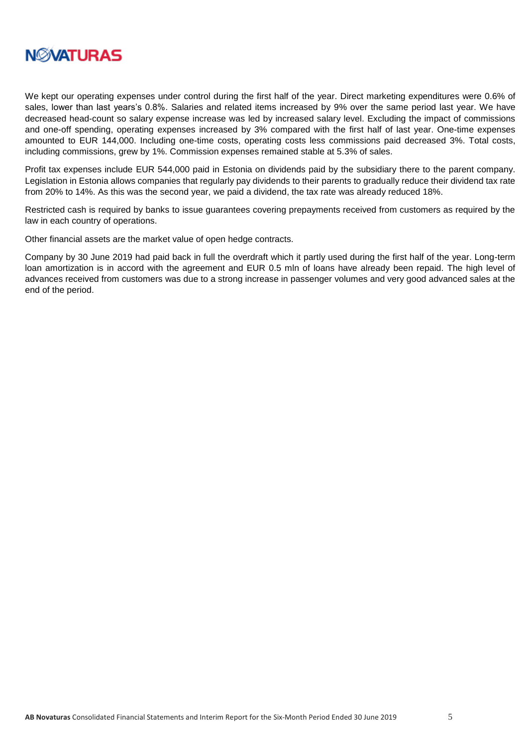We kept our operating expenses under control during the first half of the year. Direct marketing expenditures were 0.6% of sales, lower than last years's 0.8%. Salaries and related items increased by 9% over the same period last year. We have decreased head-count so salary expense increase was led by increased salary level. Excluding the impact of commissions and one-off spending, operating expenses increased by 3% compared with the first half of last year. One-time expenses amounted to EUR 144,000. Including one-time costs, operating costs less commissions paid decreased 3%. Total costs, including commissions, grew by 1%. Commission expenses remained stable at 5.3% of sales.

Profit tax expenses include EUR 544,000 paid in Estonia on dividends paid by the subsidiary there to the parent company. Legislation in Estonia allows companies that regularly pay dividends to their parents to gradually reduce their dividend tax rate from 20% to 14%. As this was the second year, we paid a dividend, the tax rate was already reduced 18%.

Restricted cash is required by banks to issue guarantees covering prepayments received from customers as required by the law in each country of operations.

Other financial assets are the market value of open hedge contracts.

Company by 30 June 2019 had paid back in full the overdraft which it partly used during the first half of the year. Long-term loan amortization is in accord with the agreement and EUR 0.5 mln of loans have already been repaid. The high level of advances received from customers was due to a strong increase in passenger volumes and very good advanced sales at the end of the period.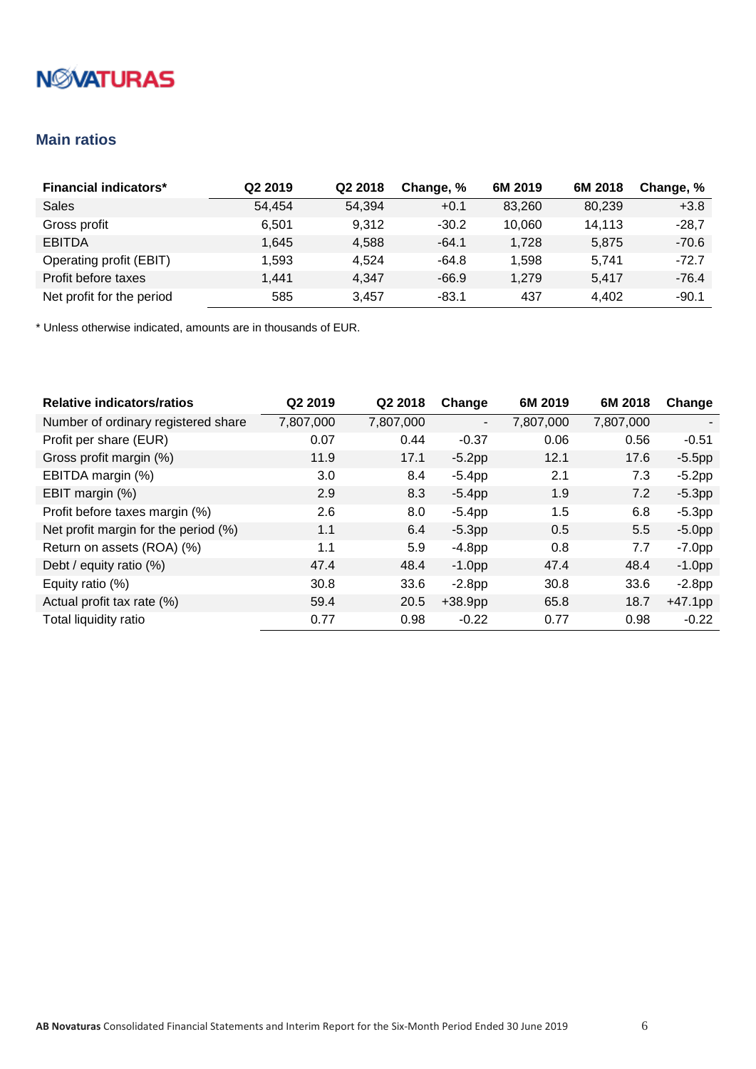## Main ratios

| Financial indicators* | Q2 2019 | Q2 2018 | Change, % | 6M 2019 | 6M 2018 | Change, % |
|---|---|---|---|---|---|---|
| Sales | 54,454 | 54,394 | +0.1 | 83,260 | 80,239 | +3.8 |
| Gross profit | 6,501 | 9,312 | -30.2 | 10,060 | 14,113 | -28,7 |
| EBITDA | 1,645 | 4,588 | -64.1 | 1,728 | 5,875 | -70.6 |
| Operating profit (EBIT) | 1,593 | 4,524 | -64.8 | 1,598 | 5,741 | -72.7 |
| Profit before taxes | 1,441 | 4,347 | -66.9 | 1,279 | 5,417 | -76.4 |
| Net profit for the period | 585 | 3,457 | -83.1 | 437 | 4,402 | -90.1 |

* Unless otherwise indicated, amounts are in thousands of EUR.

| Relative indicators/ratios | Q2 2019 | Q2 2018 | Change | 6M 2019 | 6M 2018 | Change |
|---|---|---|---|---|---|---|
| Number of ordinary registered share | 7,807,000 | 7,807,000 | - | 7,807,000 | 7,807,000 | - |
| Profit per share (EUR) | 0.07 | 0.44 | -0.37 | 0.06 | 0.56 | -0.51 |
| Gross profit margin (%) | 11.9 | 17.1 | -5.2pp | 12.1 | 17.6 | -5.5pp |
| EBITDA margin (%) | 3.0 | 8.4 | -5.4pp | 2.1 | 7.3 | -5.2pp |
| EBIT margin (%) | 2.9 | 8.3 | -5.4pp | 1.9 | 7.2 | -5.3pp |
| Profit before taxes margin (%) | 2.6 | 8.0 | -5.4pp | 1.5 | 6.8 | -5.3pp |
| Net profit margin for the period (%) | 1.1 | 6.4 | -5.3pp | 0.5 | 5.5 | -5.0pp |
| Return on assets (ROA) (%) | 1.1 | 5.9 | -4.8pp | 0.8 | 7.7 | -7.0pp |
| Debt / equity ratio (%) | 47.4 | 48.4 | -1.0pp | 47.4 | 48.4 | -1.0pp |
| Equity ratio (%) | 30.8 | 33.6 | -2.8pp | 30.8 | 33.6 | -2.8pp |
| Actual profit tax rate (%) | 59.4 | 20.5 | +38.9pp | 65.8 | 18.7 | +47.1pp |
| Total liquidity ratio | 0.77 | 0.98 | -0.22 | 0.77 | 0.98 | -0.22 |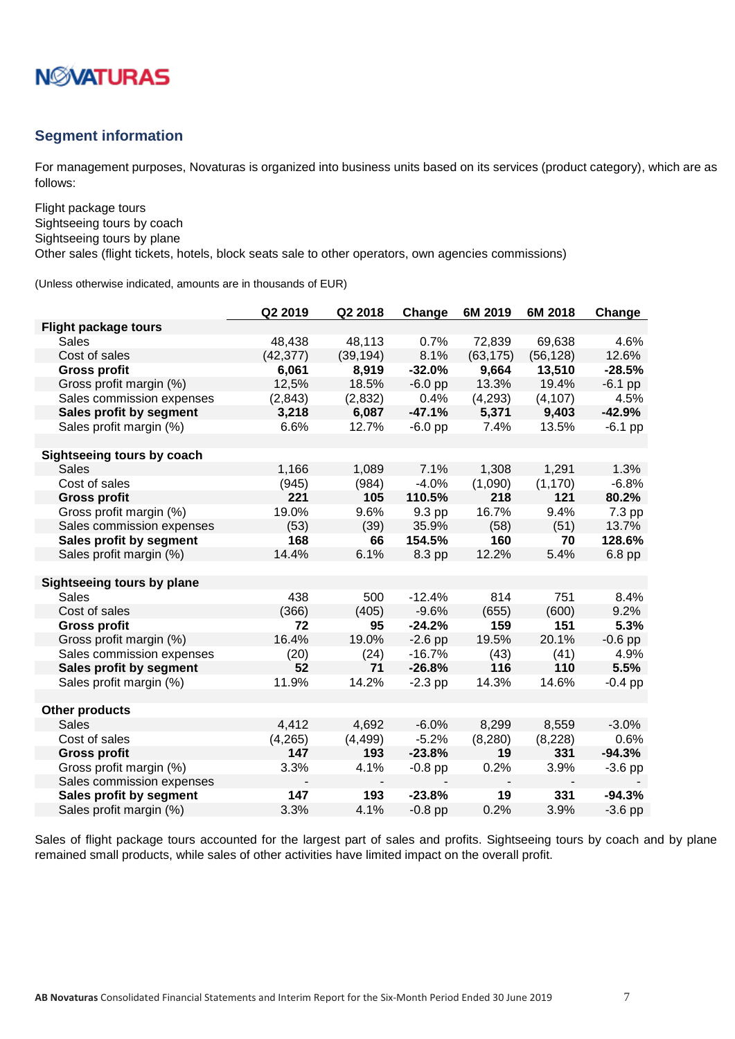## Segment information

For management purposes, Novaturas is organized into business units based on its services (product category), which are as follows:

Flight package tours
Sightseeing tours by coach
Sightseeing tours by plane
Other sales (flight tickets, hotels, block seats sale to other operators, own agencies commissions)

(Unless otherwise indicated, amounts are in thousands of EUR)

| | Q2 2019 | Q2 2018 | Change | 6M 2019 | 6M 2018 | Change |
|---|---|---|---|---|---|---|
| **Flight package tours** | | | | | | |
| Sales | 48,438 | 48,113 | 0.7% | 72,839 | 69,638 | 4.6% |
| Cost of sales | (42,377) | (39,194) | 8.1% | (63,175) | (56,128) | 12.6% |
| **Gross profit** | **6,061** | **8,919** | **-32.0%** | **9,664** | **13,510** | **-28.5%** |
| Gross profit margin (%) | 12,5% | 18.5% | -6.0 pp | 13.3% | 19.4% | -6.1 pp |
| Sales commission expenses | (2,843) | (2,832) | 0.4% | (4,293) | (4,107) | 4.5% |
| **Sales profit by segment** | **3,218** | **6,087** | **-47.1%** | **5,371** | **9,403** | **-42.9%** |
| Sales profit margin (%) | 6.6% | 12.7% | -6.0 pp | 7.4% | 13.5% | -6.1 pp |
| | | | | | | |
| **Sightseeing tours by coach** | | | | | | |
| Sales | 1,166 | 1,089 | 7.1% | 1,308 | 1,291 | 1.3% |
| Cost of sales | (945) | (984) | -4.0% | (1,090) | (1,170) | -6.8% |
| **Gross profit** | **221** | **105** | **110.5%** | **218** | **121** | **80.2%** |
| Gross profit margin (%) | 19.0% | 9.6% | 9.3 pp | 16.7% | 9.4% | 7.3 pp |
| Sales commission expenses | (53) | (39) | 35.9% | (58) | (51) | 13.7% |
| **Sales profit by segment** | **168** | **66** | **154.5%** | **160** | **70** | **128.6%** |
| Sales profit margin (%) | 14.4% | 6.1% | 8.3 pp | 12.2% | 5.4% | 6.8 pp |
| | | | | | | |
| **Sightseeing tours by plane** | | | | | | |
| Sales | 438 | 500 | -12.4% | 814 | 751 | 8.4% |
| Cost of sales | (366) | (405) | -9.6% | (655) | (600) | 9.2% |
| **Gross profit** | **72** | **95** | **-24.2%** | **159** | **151** | **5.3%** |
| Gross profit margin (%) | 16.4% | 19.0% | -2.6 pp | 19.5% | 20.1% | -0.6 pp |
| Sales commission expenses | (20) | (24) | -16.7% | (43) | (41) | 4.9% |
| **Sales profit by segment** | **52** | **71** | **-26.8%** | **116** | **110** | **5.5%** |
| Sales profit margin (%) | 11.9% | 14.2% | -2.3 pp | 14.3% | 14.6% | -0.4 pp |
| | | | | | | |
| **Other products** | | | | | | |
| Sales | 4,412 | 4,692 | -6.0% | 8,299 | 8,559 | -3.0% |
| Cost of sales | (4,265) | (4,499) | -5.2% | (8,280) | (8,228) | 0.6% |
| **Gross profit** | **147** | **193** | **-23.8%** | **19** | **331** | **-94.3%** |
| Gross profit margin (%) | 3.3% | 4.1% | -0.8 pp | 0.2% | 3.9% | -3.6 pp |
| Sales commission expenses | - | - | - | - | - | - |
| **Sales profit by segment** | **147** | **193** | **-23.8%** | **19** | **331** | **-94.3%** |
| Sales profit margin (%) | 3.3% | 4.1% | -0.8 pp | 0.2% | 3.9% | -3.6 pp |

Sales of flight package tours accounted for the largest part of sales and profits. Sightseeing tours by coach and by plane remained small products, while sales of other activities have limited impact on the overall profit.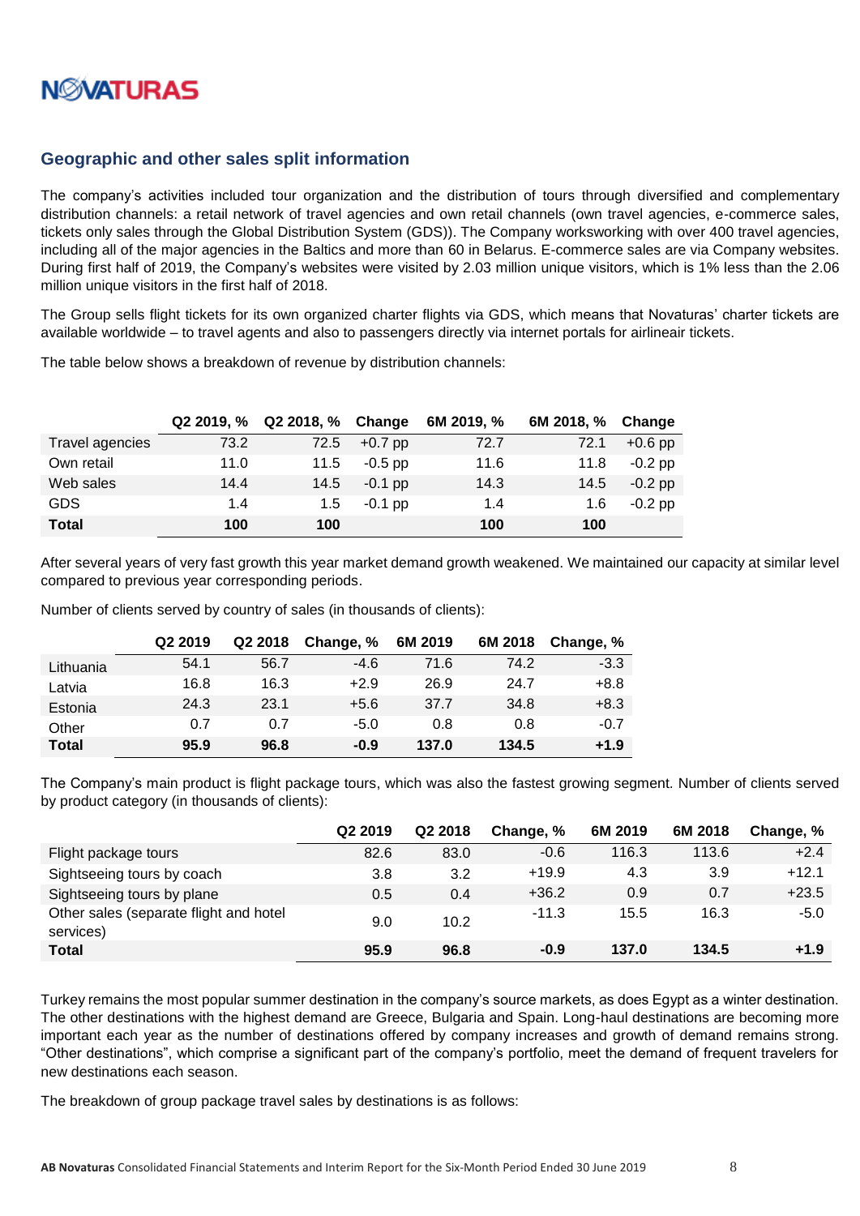## Geographic and other sales split information

The company's activities included tour organization and the distribution of tours through diversified and complementary distribution channels: a retail network of travel agencies and own retail channels (own travel agencies, e-commerce sales, tickets only sales through the Global Distribution System (GDS)). The Company worksworking with over 400 travel agencies, including all of the major agencies in the Baltics and more than 60 in Belarus. E-commerce sales are via Company websites. During first half of 2019, the Company's websites were visited by 2.03 million unique visitors, which is 1% less than the 2.06 million unique visitors in the first half of 2018.

The Group sells flight tickets for its own organized charter flights via GDS, which means that Novaturas' charter tickets are available worldwide – to travel agents and also to passengers directly via internet portals for airlineair tickets.

The table below shows a breakdown of revenue by distribution channels:

| | Q2 2019, % | Q2 2018, % | Change | 6M 2019, % | 6M 2018, % | Change |
|---|---|---|---|---|---|---|
| Travel agencies | 73.2 | 72.5 | +0.7 pp | 72.7 | 72.1 | +0.6 pp |
| Own retail | 11.0 | 11.5 | -0.5 pp | 11.6 | 11.8 | -0.2 pp |
| Web sales | 14.4 | 14.5 | -0.1 pp | 14.3 | 14.5 | -0.2 pp |
| GDS | 1.4 | 1.5 | -0.1 pp | 1.4 | 1.6 | -0.2 pp |
| **Total** | **100** | **100** | | **100** | **100** | |

After several years of very fast growth this year market demand growth weakened. We maintained our capacity at similar level compared to previous year corresponding periods.

Number of clients served by country of sales (in thousands of clients):

| | Q2 2019 | Q2 2018 | Change, % | 6M 2019 | 6M 2018 | Change, % |
|---|---|---|---|---|---|---|
| Lithuania | 54.1 | 56.7 | -4.6 | 71.6 | 74.2 | -3.3 |
| Latvia | 16.8 | 16.3 | +2.9 | 26.9 | 24.7 | +8.8 |
| Estonia | 24.3 | 23.1 | +5.6 | 37.7 | 34.8 | +8.3 |
| Other | 0.7 | 0.7 | -5.0 | 0.8 | 0.8 | -0.7 |
| **Total** | **95.9** | **96.8** | **-0.9** | **137.0** | **134.5** | **+1.9** |

The Company's main product is flight package tours, which was also the fastest growing segment. Number of clients served by product category (in thousands of clients):

| | Q2 2019 | Q2 2018 | Change, % | 6M 2019 | 6M 2018 | Change, % |
|---|---|---|---|---|---|---|
| Flight package tours | 82.6 | 83.0 | -0.6 | 116.3 | 113.6 | +2.4 |
| Sightseeing tours by coach | 3.8 | 3.2 | +19.9 | 4.3 | 3.9 | +12.1 |
| Sightseeing tours by plane | 0.5 | 0.4 | +36.2 | 0.9 | 0.7 | +23.5 |
| Other sales (separate flight and hotel services) | 9.0 | 10.2 | -11.3 | 15.5 | 16.3 | -5.0 |
| **Total** | **95.9** | **96.8** | **-0.9** | **137.0** | **134.5** | **+1.9** |

Turkey remains the most popular summer destination in the company's source markets, as does Egypt as a winter destination. The other destinations with the highest demand are Greece, Bulgaria and Spain. Long-haul destinations are becoming more important each year as the number of destinations offered by company increases and growth of demand remains strong. "Other destinations", which comprise a significant part of the company's portfolio, meet the demand of frequent travelers for new destinations each season.

The breakdown of group package travel sales by destinations is as follows: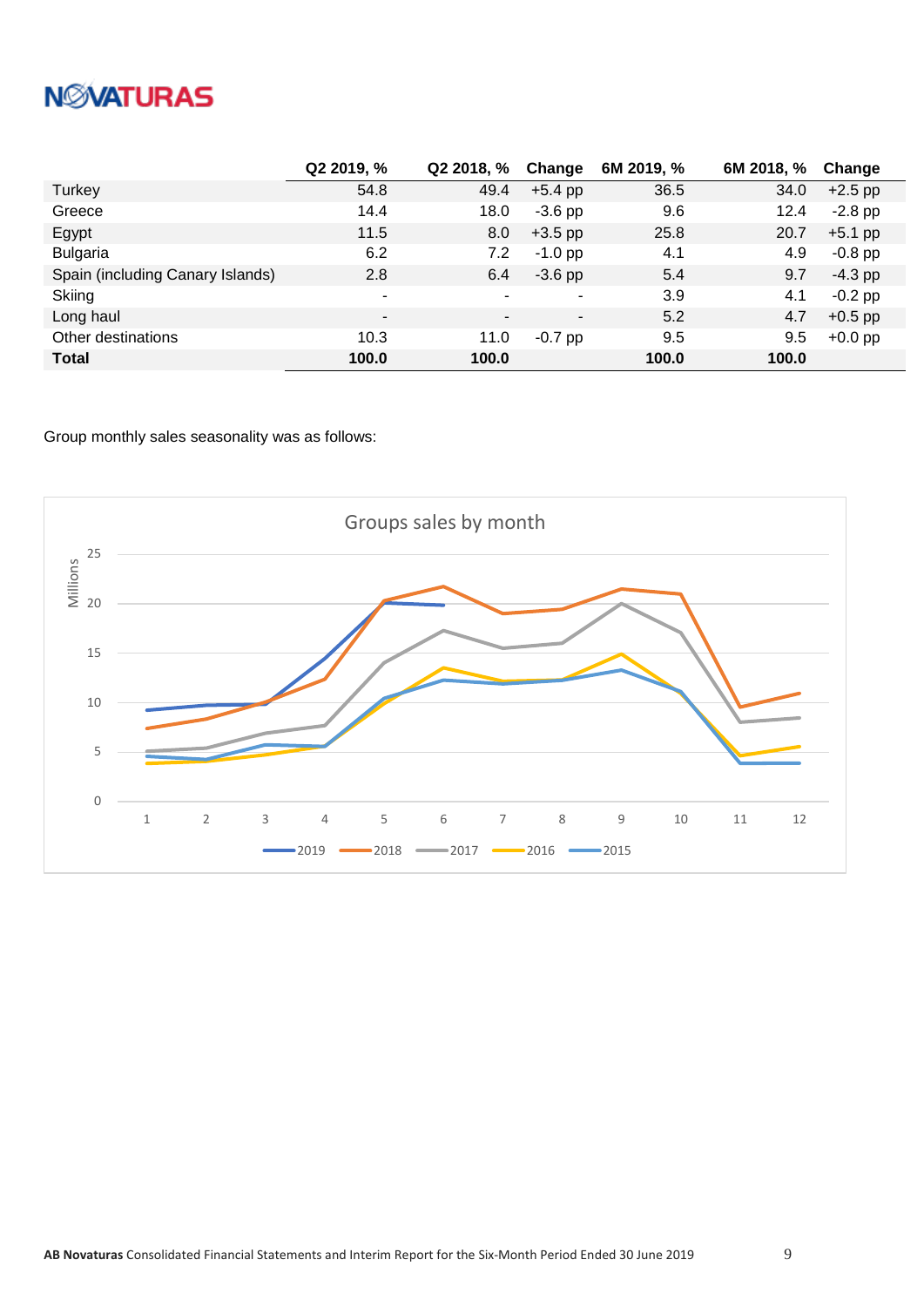| | Q2 2019, % | Q2 2018, % | Change | 6M 2019, % | 6M 2018, % | Change |
|---|---|---|---|---|---|---|
| Turkey | 54.8 | 49.4 | +5.4 pp | 36.5 | 34.0 | +2.5 pp |
| Greece | 14.4 | 18.0 | -3.6 pp | 9.6 | 12.4 | -2.8 pp |
| Egypt | 11.5 | 8.0 | +3.5 pp | 25.8 | 20.7 | +5.1 pp |
| Bulgaria | 6.2 | 7.2 | -1.0 pp | 4.1 | 4.9 | -0.8 pp |
| Spain (including Canary Islands) | 2.8 | 6.4 | -3.6 pp | 5.4 | 9.7 | -4.3 pp |
| Skiing | - | - | - | 3.9 | 4.1 | -0.2 pp |
| Long haul | - | - | - | 5.2 | 4.7 | +0.5 pp |
| Other destinations | 10.3 | 11.0 | -0.7 pp | 9.5 | 9.5 | +0.0 pp |
| **Total** | **100.0** | **100.0** | | **100.0** | **100.0** | |

Group monthly sales seasonality was as follows:

Groups sales by month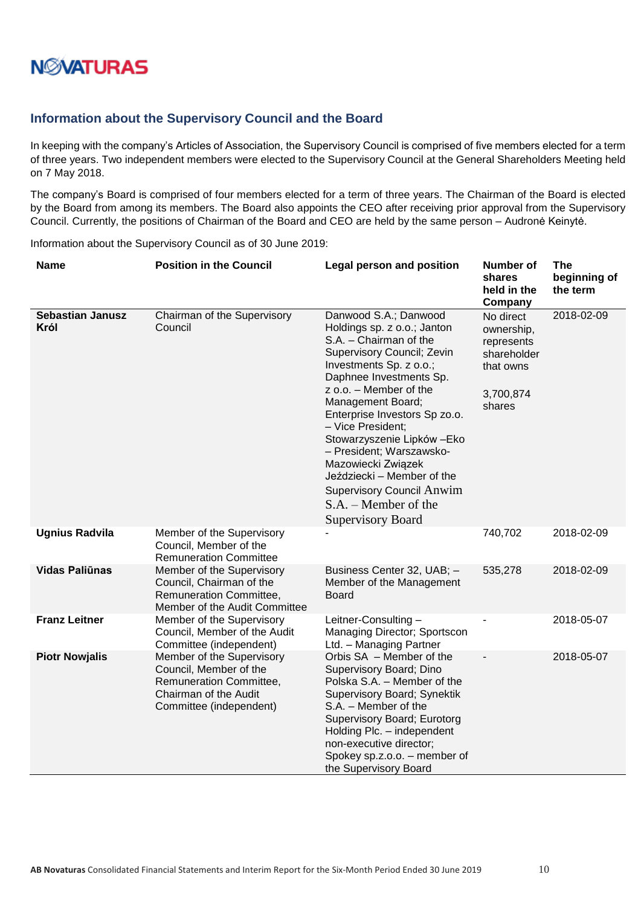## Information about the Supervisory Council and the Board

In keeping with the company's Articles of Association, the Supervisory Council is comprised of five members elected for a term of three years. Two independent members were elected to the Supervisory Council at the General Shareholders Meeting held on 7 May 2018.

The company's Board is comprised of four members elected for a term of three years. The Chairman of the Board is elected by the Board from among its members. The Board also appoints the CEO after receiving prior approval from the Supervisory Council. Currently, the positions of Chairman of the Board and CEO are held by the same person – Audronė Keinytė.

Information about the Supervisory Council as of 30 June 2019:

| Name | Position in the Council | Legal person and position | Number of shares held in the Company | The beginning of the term |
|---|---|---|---|---|
| **Sebastian Janusz Król** | Chairman of the Supervisory Council | Danwood S.A.; Danwood Holdings sp. z o.o.; Janton S.A. – Chairman of the Supervisory Council; Zevin Investments Sp. z o.o.; Daphnee Investments Sp. z o.o. – Member of the Management Board; Enterprise Investors Sp zo.o. – Vice President; Stowarzyszenie Lipków –Eko – President; Warszawsko-Mazowiecki Związek Jeździecki – Member of the Supervisory Council Anwim S.A. – Member of the Supervisory Board | No direct ownership, represents shareholder that owns 3,700,874 shares | 2018-02-09 |
| **Ugnius Radvila** | Member of the Supervisory Council, Member of the Remuneration Committee | - | 740,702 | 2018-02-09 |
| **Vidas Paliūnas** | Member of the Supervisory Council, Chairman of the Remuneration Committee, Member of the Audit Committee | Business Center 32, UAB; – Member of the Management Board | 535,278 | 2018-02-09 |
| **Franz Leitner** | Member of the Supervisory Council, Member of the Audit Committee (independent) | Leitner-Consulting – Managing Director; Sportscon Ltd. – Managing Partner | - | 2018-05-07 |
| **Piotr Nowjalis** | Member of the Supervisory Council, Member of the Remuneration Committee, Chairman of the Audit Committee (independent) | Orbis SA – Member of the Supervisory Board; Dino Polska S.A. – Member of the Supervisory Board; Synektik S.A. – Member of the Supervisory Board; Eurotorg Holding Plc. – independent non-executive director; Spokey sp.z.o.o. – member of the Supervisory Board | - | 2018-05-07 |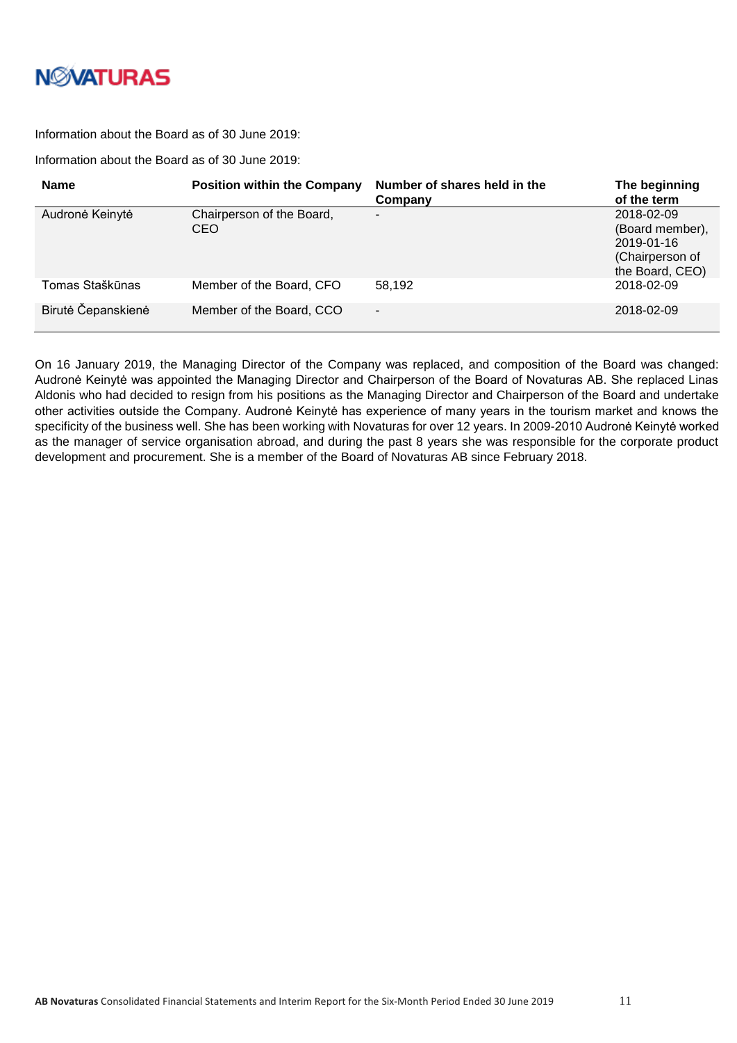Information about the Board as of 30 June 2019:

Information about the Board as of 30 June 2019:

| Name | Position within the Company | Number of shares held in the Company | The beginning of the term |
|---|---|---|---|
| Audronė Keinytė | Chairperson of the Board, CEO | - | 2018-02-09 (Board member), 2019-01-16 (Chairperson of the Board, CEO) |
| Tomas Staškūnas | Member of the Board, CFO | 58,192 | 2018-02-09 |
| Birutė Čepanskienė | Member of the Board, CCO | - | 2018-02-09 |

On 16 January 2019, the Managing Director of the Company was replaced, and composition of the Board was changed: Audronė Keinytė was appointed the Managing Director and Chairperson of the Board of Novaturas AB. She replaced Linas Aldonis who had decided to resign from his positions as the Managing Director and Chairperson of the Board and undertake other activities outside the Company. Audronė Keinytė has experience of many years in the tourism market and knows the specificity of the business well. She has been working with Novaturas for over 12 years. In 2009-2010 Audronė Keinytė worked as the manager of service organisation abroad, and during the past 8 years she was responsible for the corporate product development and procurement. She is a member of the Board of Novaturas AB since February 2018.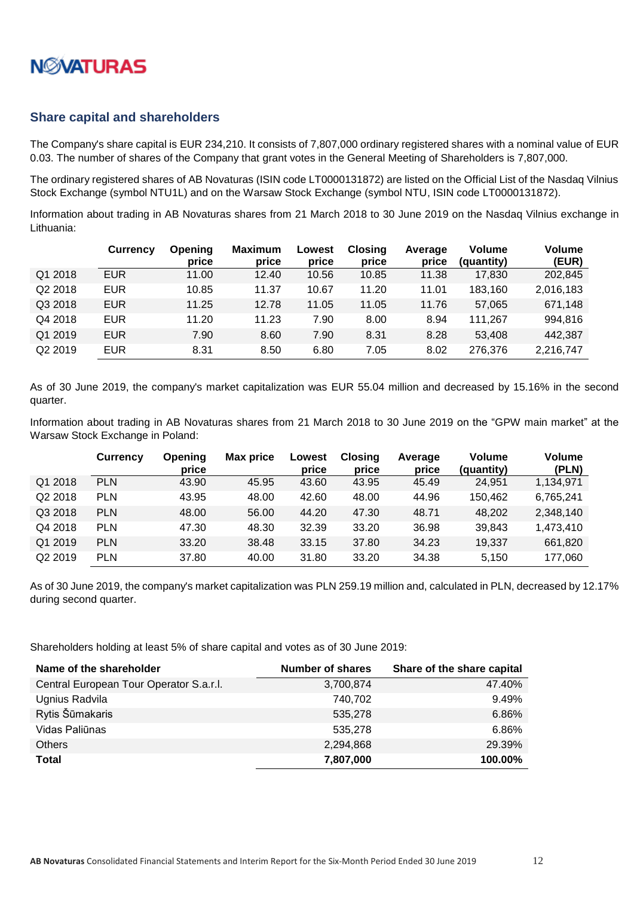## Share capital and shareholders

The Company's share capital is EUR 234,210. It consists of 7,807,000 ordinary registered shares with a nominal value of EUR 0.03. The number of shares of the Company that grant votes in the General Meeting of Shareholders is 7,807,000.

The ordinary registered shares of AB Novaturas (ISIN code LT0000131872) are listed on the Official List of the Nasdaq Vilnius Stock Exchange (symbol NTU1L) and on the Warsaw Stock Exchange (symbol NTU, ISIN code LT0000131872).

Information about trading in AB Novaturas shares from 21 March 2018 to 30 June 2019 on the Nasdaq Vilnius exchange in Lithuania:

| | Currency | Opening price | Maximum price | Lowest price | Closing price | Average price | Volume (quantity) | Volume (EUR) |
|---|---|---|---|---|---|---|---|---|
| Q1 2018 | EUR | 11.00 | 12.40 | 10.56 | 10.85 | 11.38 | 17,830 | 202,845 |
| Q2 2018 | EUR | 10.85 | 11.37 | 10.67 | 11.20 | 11.01 | 183,160 | 2,016,183 |
| Q3 2018 | EUR | 11.25 | 12.78 | 11.05 | 11.05 | 11.76 | 57,065 | 671,148 |
| Q4 2018 | EUR | 11.20 | 11.23 | 7.90 | 8.00 | 8.94 | 111,267 | 994,816 |
| Q1 2019 | EUR | 7.90 | 8.60 | 7.90 | 8.31 | 8.28 | 53,408 | 442,387 |
| Q2 2019 | EUR | 8.31 | 8.50 | 6.80 | 7.05 | 8.02 | 276,376 | 2,216,747 |

As of 30 June 2019, the company's market capitalization was EUR 55.04 million and decreased by 15.16% in the second quarter.

Information about trading in AB Novaturas shares from 21 March 2018 to 30 June 2019 on the "GPW main market" at the Warsaw Stock Exchange in Poland:

| | Currency | Opening price | Max price | Lowest price | Closing price | Average price | Volume (quantity) | Volume (PLN) |
|---|---|---|---|---|---|---|---|---|
| Q1 2018 | PLN | 43.90 | 45.95 | 43.60 | 43.95 | 45.49 | 24,951 | 1,134,971 |
| Q2 2018 | PLN | 43.95 | 48.00 | 42.60 | 48.00 | 44.96 | 150,462 | 6,765,241 |
| Q3 2018 | PLN | 48.00 | 56.00 | 44.20 | 47.30 | 48.71 | 48,202 | 2,348,140 |
| Q4 2018 | PLN | 47.30 | 48.30 | 32.39 | 33.20 | 36.98 | 39,843 | 1,473,410 |
| Q1 2019 | PLN | 33.20 | 38.48 | 33.15 | 37.80 | 34.23 | 19,337 | 661,820 |
| Q2 2019 | PLN | 37.80 | 40.00 | 31.80 | 33.20 | 34.38 | 5,150 | 177,060 |

As of 30 June 2019, the company's market capitalization was PLN 259.19 million and, calculated in PLN, decreased by 12.17% during second quarter.

Shareholders holding at least 5% of share capital and votes as of 30 June 2019:

| Name of the shareholder | Number of shares | Share of the share capital |
|---|---|---|
| Central European Tour Operator S.a.r.l. | 3,700,874 | 47.40% |
| Ugnius Radvila | 740,702 | 9.49% |
| Rytis Šūmakaris | 535,278 | 6.86% |
| Vidas Paliūnas | 535,278 | 6.86% |
| Others | 2,294,868 | 29.39% |
| **Total** | **7,807,000** | **100.00%** |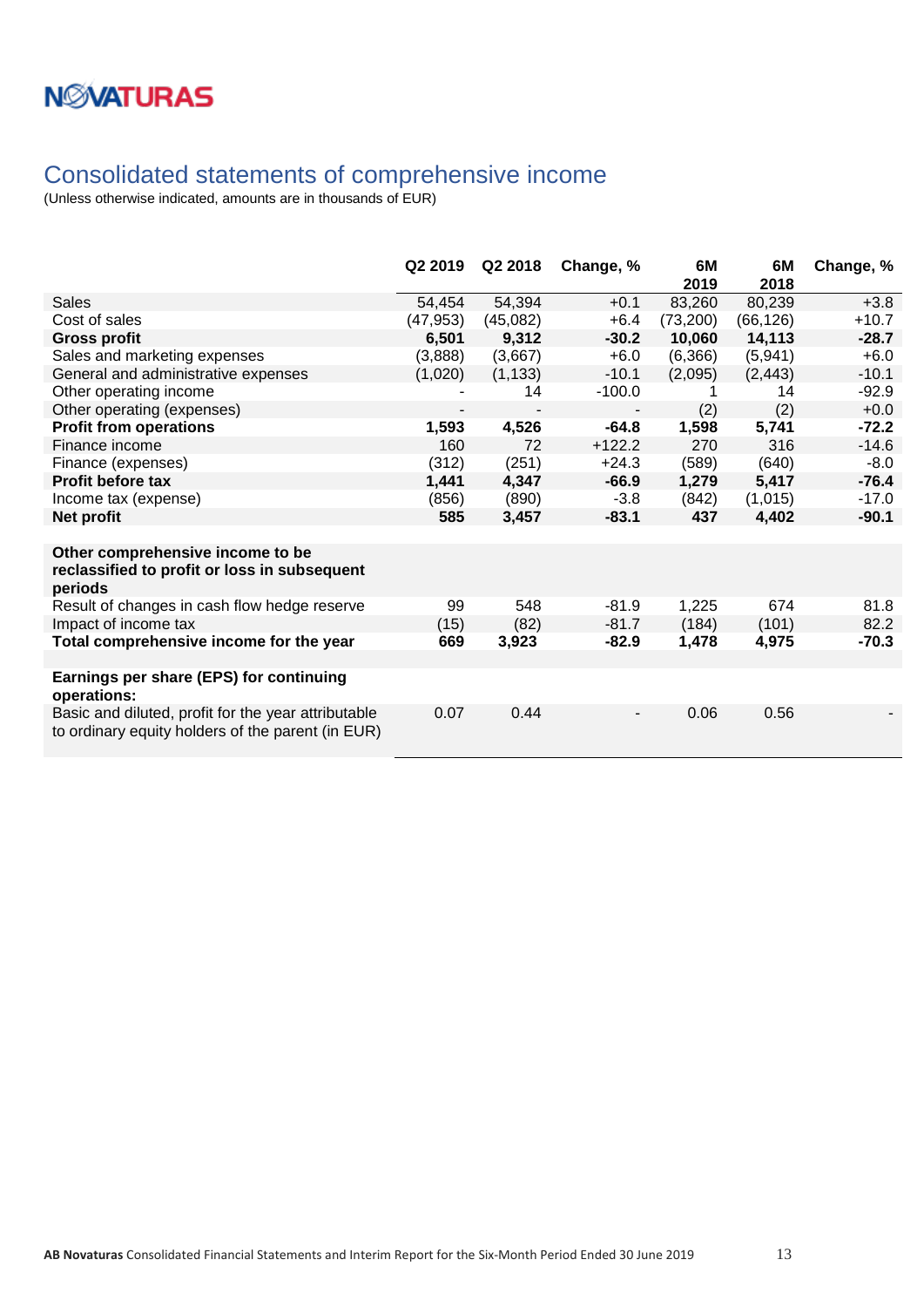## Consolidated statements of comprehensive income

(Unless otherwise indicated, amounts are in thousands of EUR)

| | Q2 2019 | Q2 2018 | Change, % | 6M 2019 | 6M 2018 | Change, % |
|---|---|---|---|---|---|---|
| Sales | 54,454 | 54,394 | +0.1 | 83,260 | 80,239 | +3.8 |
| Cost of sales | (47,953) | (45,082) | +6.4 | (73,200) | (66,126) | +10.7 |
| **Gross profit** | **6,501** | **9,312** | **-30.2** | **10,060** | **14,113** | **-28.7** |
| Sales and marketing expenses | (3,888) | (3,667) | +6.0 | (6,366) | (5,941) | +6.0 |
| General and administrative expenses | (1,020) | (1,133) | -10.1 | (2,095) | (2,443) | -10.1 |
| Other operating income | - | 14 | -100.0 | 1 | 14 | -92.9 |
| Other operating (expenses) | - | - | - | (2) | (2) | +0.0 |
| **Profit from operations** | **1,593** | **4,526** | **-64.8** | **1,598** | **5,741** | **-72.2** |
| Finance income | 160 | 72 | +122.2 | 270 | 316 | -14.6 |
| Finance (expenses) | (312) | (251) | +24.3 | (589) | (640) | -8.0 |
| **Profit before tax** | **1,441** | **4,347** | **-66.9** | **1,279** | **5,417** | **-76.4** |
| Income tax (expense) | (856) | (890) | -3.8 | (842) | (1,015) | -17.0 |
| **Net profit** | **585** | **3,457** | **-83.1** | **437** | **4,402** | **-90.1** |
| | | | | | | |
| **Other comprehensive income to be reclassified to profit or loss in subsequent periods** | | | | | | |
| Result of changes in cash flow hedge reserve | 99 | 548 | -81.9 | 1,225 | 674 | 81.8 |
| Impact of income tax | (15) | (82) | -81.7 | (184) | (101) | 82.2 |
| **Total comprehensive income for the year** | **669** | **3,923** | **-82.9** | **1,478** | **4,975** | **-70.3** |
| | | | | | | |
| **Earnings per share (EPS) for continuing operations:** | | | | | | |
| Basic and diluted, profit for the year attributable to ordinary equity holders of the parent (in EUR) | 0.07 | 0.44 | - | 0.06 | 0.56 | - |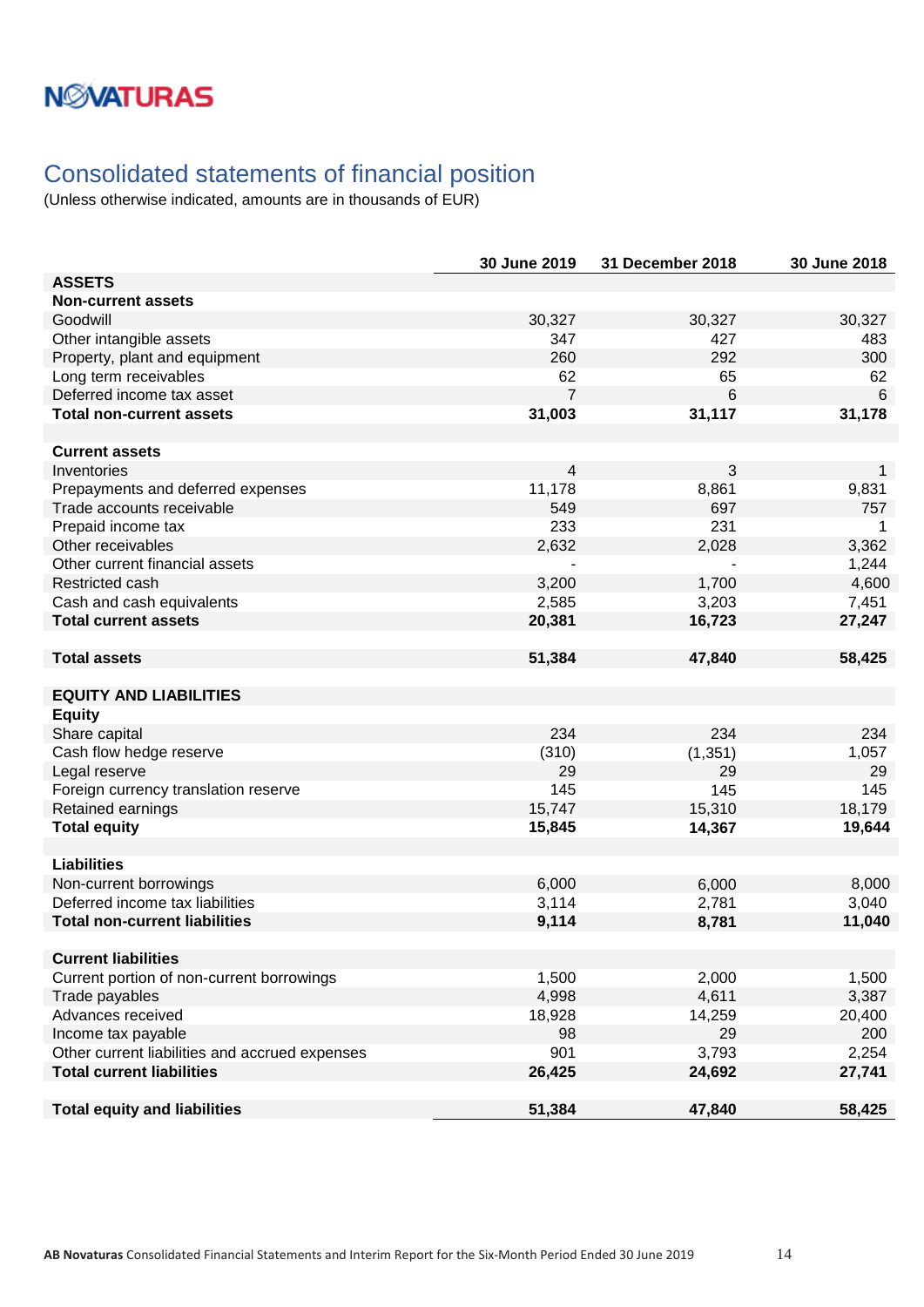# Consolidated statements of financial position

(Unless otherwise indicated, amounts are in thousands of EUR)

| | 30 June 2019 | 31 December 2018 | 30 June 2018 |
|---|---|---|---|
| **ASSETS** | | | |
| **Non-current assets** | | | |
| Goodwill | 30,327 | 30,327 | 30,327 |
| Other intangible assets | 347 | 427 | 483 |
| Property, plant and equipment | 260 | 292 | 300 |
| Long term receivables | 62 | 65 | 62 |
| Deferred income tax asset | 7 | 6 | 6 |
| **Total non-current assets** | **31,003** | **31,117** | **31,178** |
| | | | |
| **Current assets** | | | |
| Inventories | 4 | 3 | 1 |
| Prepayments and deferred expenses | 11,178 | 8,861 | 9,831 |
| Trade accounts receivable | 549 | 697 | 757 |
| Prepaid income tax | 233 | 231 | 1 |
| Other receivables | 2,632 | 2,028 | 3,362 |
| Other current financial assets | - | - | 1,244 |
| Restricted cash | 3,200 | 1,700 | 4,600 |
| Cash and cash equivalents | 2,585 | 3,203 | 7,451 |
| **Total current assets** | **20,381** | **16,723** | **27,247** |
| | | | |
| **Total assets** | **51,384** | **47,840** | **58,425** |
| | | | |
| **EQUITY AND LIABILITIES** | | | |
| **Equity** | | | |
| Share capital | 234 | 234 | 234 |
| Cash flow hedge reserve | (310) | (1,351) | 1,057 |
| Legal reserve | 29 | 29 | 29 |
| Foreign currency translation reserve | 145 | 145 | 145 |
| Retained earnings | 15,747 | 15,310 | 18,179 |
| **Total equity** | **15,845** | **14,367** | **19,644** |
| | | | |
| **Liabilities** | | | |
| Non-current borrowings | 6,000 | 6,000 | 8,000 |
| Deferred income tax liabilities | 3,114 | 2,781 | 3,040 |
| **Total non-current liabilities** | **9,114** | **8,781** | **11,040** |
| | | | |
| **Current liabilities** | | | |
| Current portion of non-current borrowings | 1,500 | 2,000 | 1,500 |
| Trade payables | 4,998 | 4,611 | 3,387 |
| Advances received | 18,928 | 14,259 | 20,400 |
| Income tax payable | 98 | 29 | 200 |
| Other current liabilities and accrued expenses | 901 | 3,793 | 2,254 |
| **Total current liabilities** | **26,425** | **24,692** | **27,741** |
| | | | |
| **Total equity and liabilities** | **51,384** | **47,840** | **58,425** |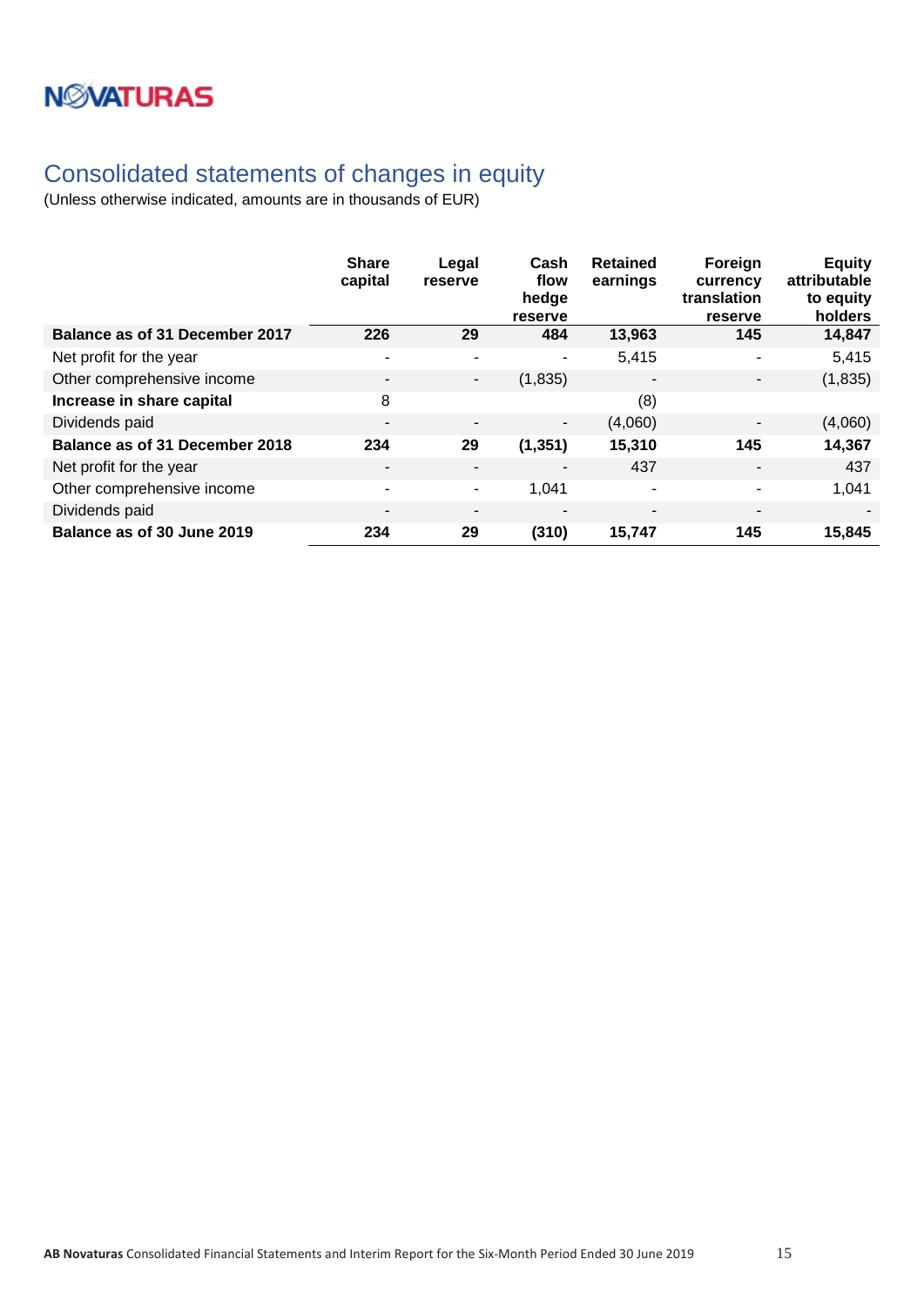# Consolidated statements of changes in equity

(Unless otherwise indicated, amounts are in thousands of EUR)

| | Share capital | Legal reserve | Cash flow hedge reserve | Retained earnings | Foreign currency translation reserve | Equity attributable to equity holders |
|---|---|---|---|---|---|---|
| **Balance as of 31 December 2017** | **226** | **29** | **484** | **13,963** | **145** | **14,847** |
| Net profit for the year | - | - | - | 5,415 | - | 5,415 |
| Other comprehensive income | - | - | (1,835) | - | - | (1,835) |
| **Increase in share capital** | 8 | | | (8) | | |
| Dividends paid | - | - | - | (4,060) | - | (4,060) |
| **Balance as of 31 December 2018** | **234** | **29** | **(1,351)** | **15,310** | **145** | **14,367** |
| Net profit for the year | - | - | - | 437 | - | 437 |
| Other comprehensive income | - | - | 1,041 | - | - | 1,041 |
| Dividends paid | - | - | - | - | - | - |
| **Balance as of 30 June 2019** | **234** | **29** | **(310)** | **15,747** | **145** | **15,845** |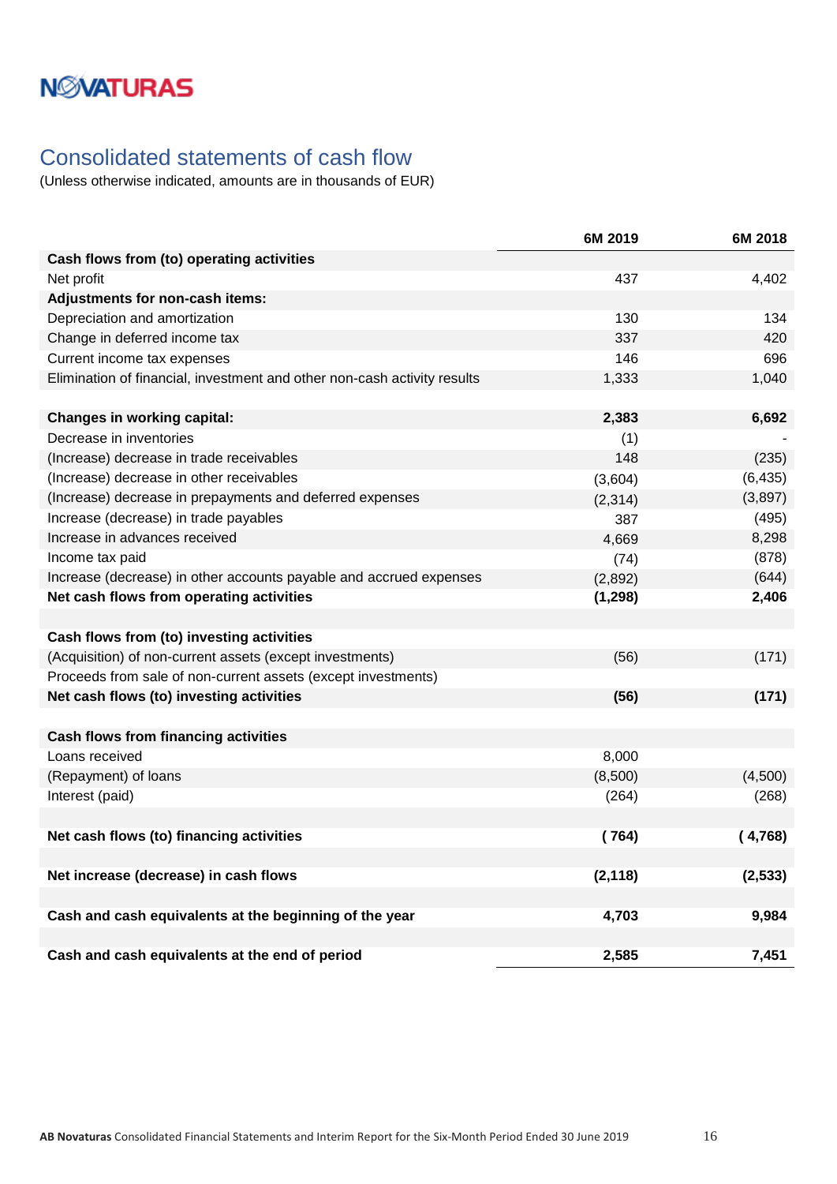# Consolidated statements of cash flow

(Unless otherwise indicated, amounts are in thousands of EUR)

| | 6M 2019 | 6M 2018 |
|---|---|---|
| **Cash flows from (to) operating activities** | | |
| Net profit | 437 | 4,402 |
| **Adjustments for non-cash items:** | | |
| Depreciation and amortization | 130 | 134 |
| Change in deferred income tax | 337 | 420 |
| Current income tax expenses | 146 | 696 |
| Elimination of financial, investment and other non-cash activity results | 1,333 | 1,040 |
| | | |
| **Changes in working capital:** | **2,383** | **6,692** |
| Decrease in inventories | (1) | - |
| (Increase) decrease in trade receivables | 148 | (235) |
| (Increase) decrease in other receivables | (3,604) | (6,435) |
| (Increase) decrease in prepayments and deferred expenses | (2,314) | (3,897) |
| Increase (decrease) in trade payables | 387 | (495) |
| Increase in advances received | 4,669 | 8,298 |
| Income tax paid | (74) | (878) |
| Increase (decrease) in other accounts payable and accrued expenses | (2,892) | (644) |
| **Net cash flows from operating activities** | **(1,298)** | **2,406** |
| | | |
| **Cash flows from (to) investing activities** | | |
| (Acquisition) of non-current assets (except investments) | (56) | (171) |
| Proceeds from sale of non-current assets (except investments) | | |
| **Net cash flows (to) investing activities** | **(56)** | **(171)** |
| | | |
| **Cash flows from financing activities** | | |
| Loans received | 8,000 | |
| (Repayment) of loans | (8,500) | (4,500) |
| Interest (paid) | (264) | (268) |
| | | |
| **Net cash flows (to) financing activities** | **( 764)** | **( 4,768)** |
| | | |
| **Net increase (decrease) in cash flows** | **(2,118)** | **(2,533)** |
| | | |
| **Cash and cash equivalents at the beginning of the year** | **4,703** | **9,984** |
| | | |
| **Cash and cash equivalents at the end of period** | **2,585** | **7,451** |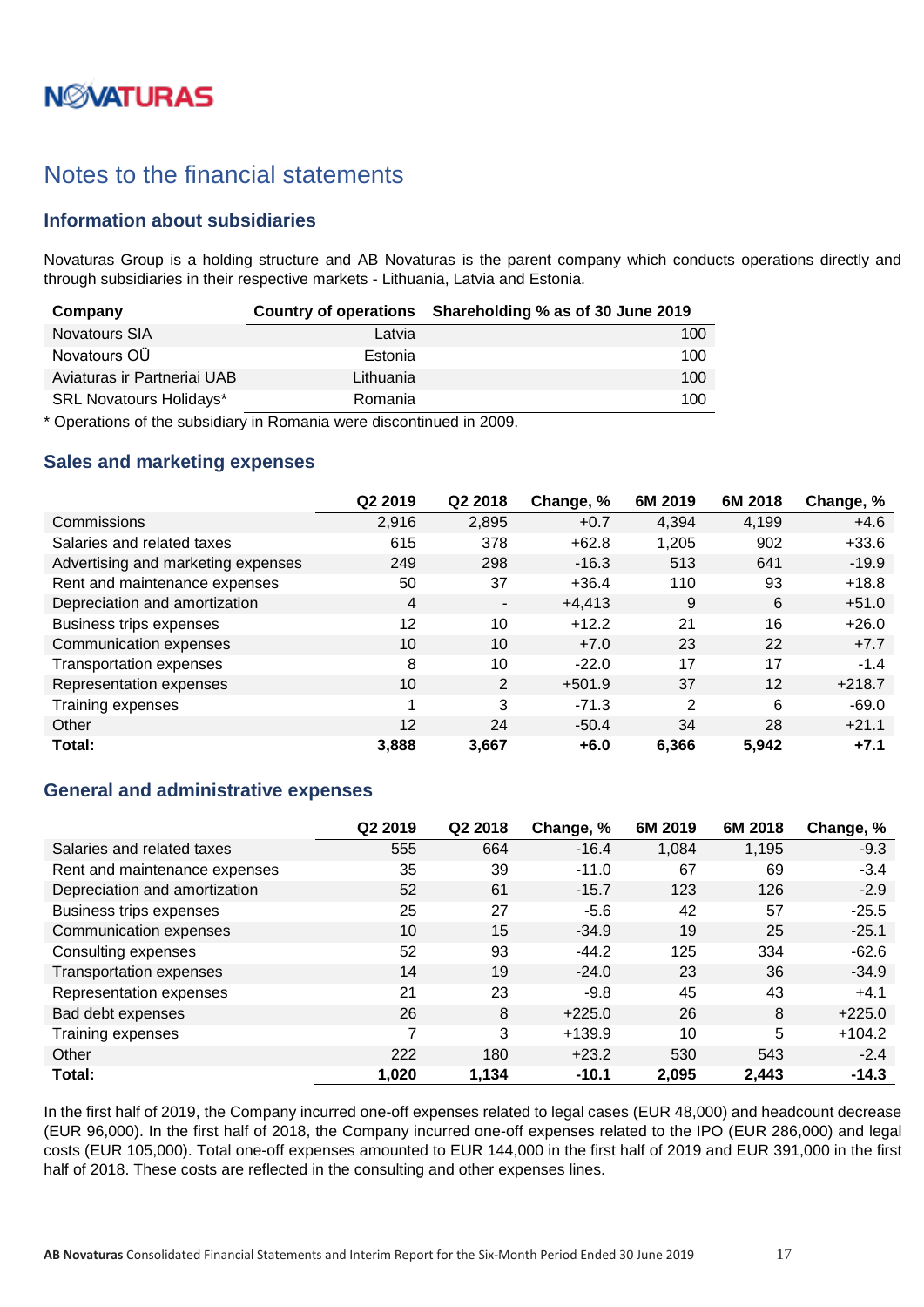# Notes to the financial statements

## Information about subsidiaries

Novaturas Group is a holding structure and AB Novaturas is the parent company which conducts operations directly and through subsidiaries in their respective markets - Lithuania, Latvia and Estonia.

| Company | Country of operations | Shareholding % as of 30 June 2019 |
|---|---|---|
| Novatours SIA | Latvia | 100 |
| Novatours OÜ | Estonia | 100 |
| Aviaturas ir Partneriai UAB | Lithuania | 100 |
| SRL Novatours Holidays* | Romania | 100 |

* Operations of the subsidiary in Romania were discontinued in 2009.

## Sales and marketing expenses

| | Q2 2019 | Q2 2018 | Change, % | 6M 2019 | 6M 2018 | Change, % |
|---|---|---|---|---|---|---|
| Commissions | 2,916 | 2,895 | +0.7 | 4,394 | 4,199 | +4.6 |
| Salaries and related taxes | 615 | 378 | +62.8 | 1,205 | 902 | +33.6 |
| Advertising and marketing expenses | 249 | 298 | -16.3 | 513 | 641 | -19.9 |
| Rent and maintenance expenses | 50 | 37 | +36.4 | 110 | 93 | +18.8 |
| Depreciation and amortization | 4 | - | +4,413 | 9 | 6 | +51.0 |
| Business trips expenses | 12 | 10 | +12.2 | 21 | 16 | +26.0 |
| Communication expenses | 10 | 10 | +7.0 | 23 | 22 | +7.7 |
| Transportation expenses | 8 | 10 | -22.0 | 17 | 17 | -1.4 |
| Representation expenses | 10 | 2 | +501.9 | 37 | 12 | +218.7 |
| Training expenses | 1 | 3 | -71.3 | 2 | 6 | -69.0 |
| Other | 12 | 24 | -50.4 | 34 | 28 | +21.1 |
| **Total:** | **3,888** | **3,667** | **+6.0** | **6,366** | **5,942** | **+7.1** |

## General and administrative expenses

| | Q2 2019 | Q2 2018 | Change, % | 6M 2019 | 6M 2018 | Change, % |
|---|---|---|---|---|---|---|
| Salaries and related taxes | 555 | 664 | -16.4 | 1,084 | 1,195 | -9.3 |
| Rent and maintenance expenses | 35 | 39 | -11.0 | 67 | 69 | -3.4 |
| Depreciation and amortization | 52 | 61 | -15.7 | 123 | 126 | -2.9 |
| Business trips expenses | 25 | 27 | -5.6 | 42 | 57 | -25.5 |
| Communication expenses | 10 | 15 | -34.9 | 19 | 25 | -25.1 |
| Consulting expenses | 52 | 93 | -44.2 | 125 | 334 | -62.6 |
| Transportation expenses | 14 | 19 | -24.0 | 23 | 36 | -34.9 |
| Representation expenses | 21 | 23 | -9.8 | 45 | 43 | +4.1 |
| Bad debt expenses | 26 | 8 | +225.0 | 26 | 8 | +225.0 |
| Training expenses | 7 | 3 | +139.9 | 10 | 5 | +104.2 |
| Other | 222 | 180 | +23.2 | 530 | 543 | -2.4 |
| **Total:** | **1,020** | **1,134** | **-10.1** | **2,095** | **2,443** | **-14.3** |

In the first half of 2019, the Company incurred one-off expenses related to legal cases (EUR 48,000) and headcount decrease (EUR 96,000). In the first half of 2018, the Company incurred one-off expenses related to the IPO (EUR 286,000) and legal costs (EUR 105,000). Total one-off expenses amounted to EUR 144,000 in the first half of 2019 and EUR 391,000 in the first half of 2018. These costs are reflected in the consulting and other expenses lines.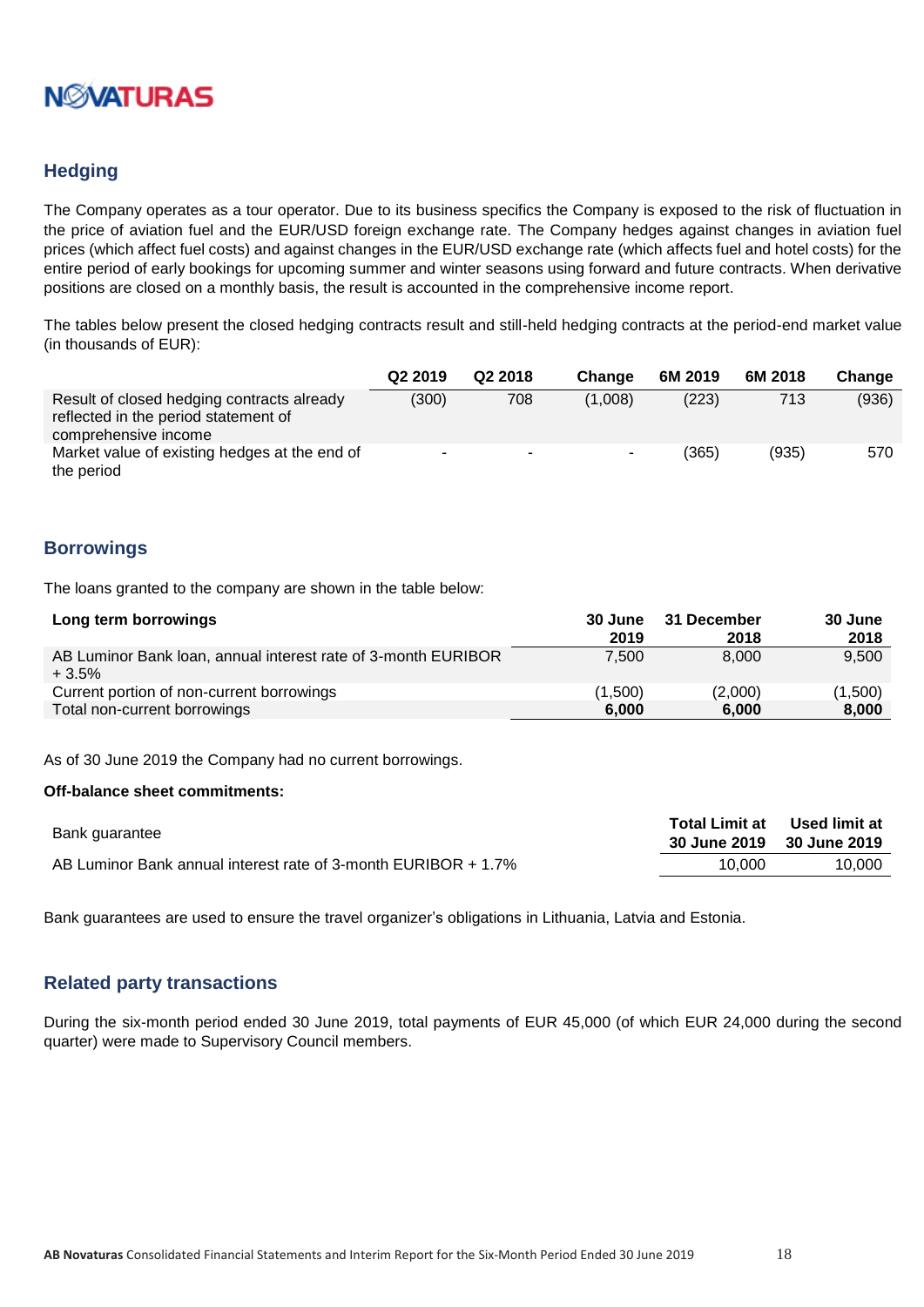## Hedging

The Company operates as a tour operator. Due to its business specifics the Company is exposed to the risk of fluctuation in the price of aviation fuel and the EUR/USD foreign exchange rate. The Company hedges against changes in aviation fuel prices (which affect fuel costs) and against changes in the EUR/USD exchange rate (which affects fuel and hotel costs) for the entire period of early bookings for upcoming summer and winter seasons using forward and future contracts. When derivative positions are closed on a monthly basis, the result is accounted in the comprehensive income report.

The tables below present the closed hedging contracts result and still-held hedging contracts at the period-end market value (in thousands of EUR):

| | Q2 2019 | Q2 2018 | Change | 6M 2019 | 6M 2018 | Change |
|---|---|---|---|---|---|---|
| Result of closed hedging contracts already reflected in the period statement of comprehensive income | (300) | 708 | (1,008) | (223) | 713 | (936) |
| Market value of existing hedges at the end of the period | - | - | - | (365) | (935) | 570 |

## Borrowings

The loans granted to the company are shown in the table below:

| Long term borrowings | 30 June 2019 | 31 December 2018 | 30 June 2018 |
|---|---|---|---|
| AB Luminor Bank loan, annual interest rate of 3-month EURIBOR + 3.5% | 7,500 | 8,000 | 9,500 |
| Current portion of non-current borrowings | (1,500) | (2,000) | (1,500) |
| Total non-current borrowings | **6,000** | **6,000** | **8,000** |

As of 30 June 2019 the Company had no current borrowings.

**Off-balance sheet commitments:**

| Bank guarantee | Total Limit at 30 June 2019 | Used limit at 30 June 2019 |
|---|---|---|
| AB Luminor Bank annual interest rate of 3-month EURIBOR + 1.7% | 10,000 | 10,000 |

Bank guarantees are used to ensure the travel organizer's obligations in Lithuania, Latvia and Estonia.

## Related party transactions

During the six-month period ended 30 June 2019, total payments of EUR 45,000 (of which EUR 24,000 during the second quarter) were made to Supervisory Council members.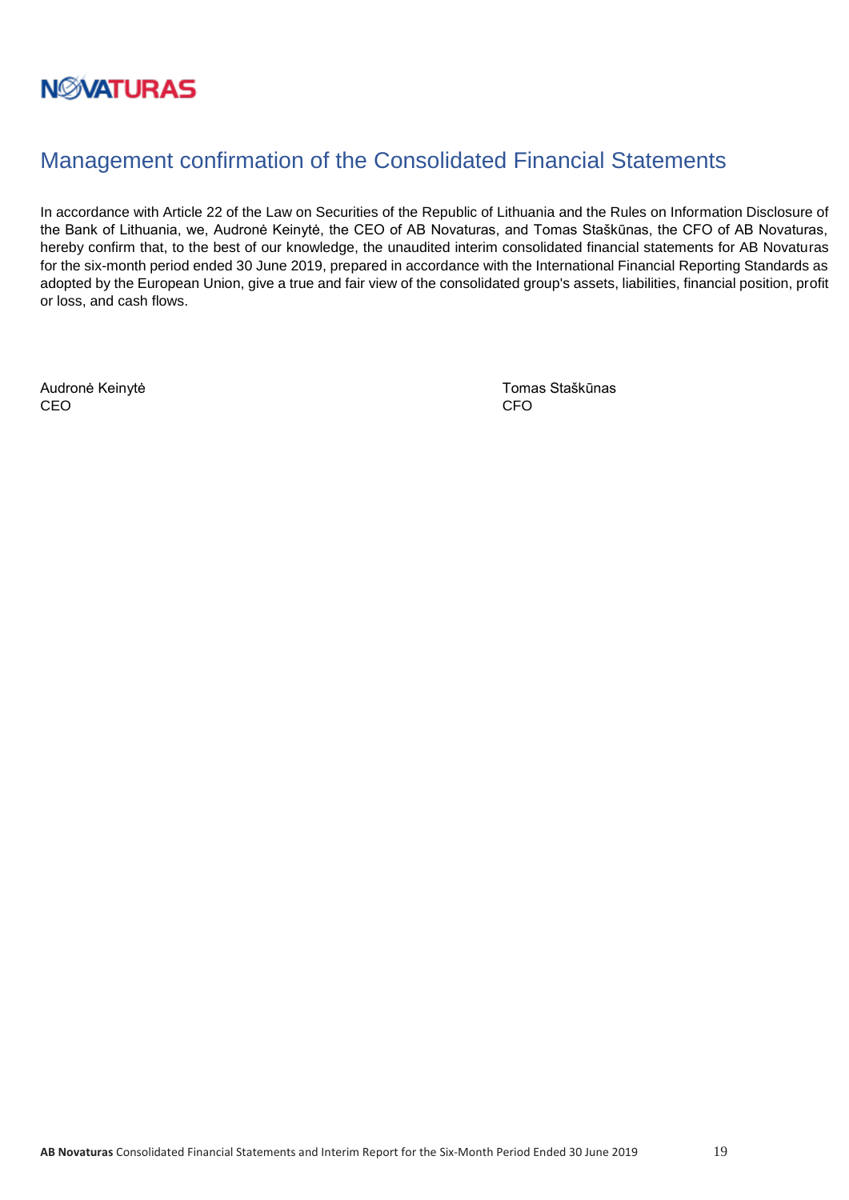# Management confirmation of the Consolidated Financial Statements

In accordance with Article 22 of the Law on Securities of the Republic of Lithuania and the Rules on Information Disclosure of the Bank of Lithuania, we, Audronė Keinytė, the CEO of AB Novaturas, and Tomas Staškūnas, the CFO of AB Novaturas, hereby confirm that, to the best of our knowledge, the unaudited interim consolidated financial statements for AB Novaturas for the six-month period ended 30 June 2019, prepared in accordance with the International Financial Reporting Standards as adopted by the European Union, give a true and fair view of the consolidated group's assets, liabilities, financial position, profit or loss, and cash flows.

Audronė Keinytė
CEO

Tomas Staškūnas
CFO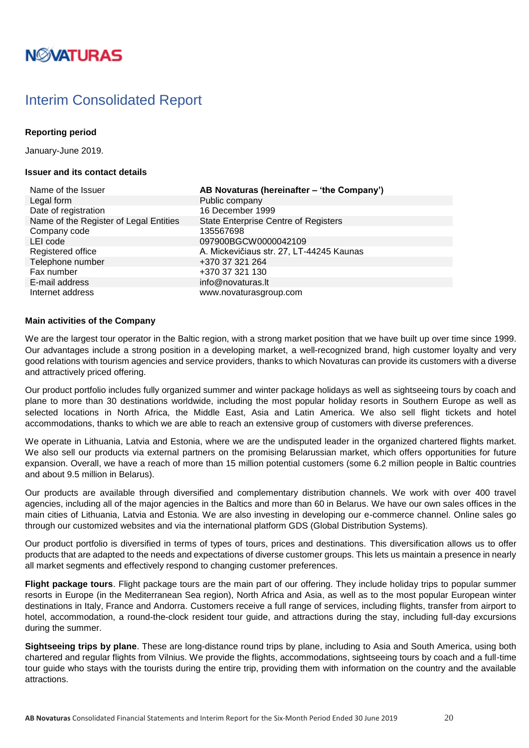# Interim Consolidated Report

**Reporting period**

January-June 2019.

**Issuer and its contact details**

| | |
|---|---|
| Name of the Issuer | **AB Novaturas (hereinafter – 'the Company')** |
| Legal form | Public company |
| Date of registration | 16 December 1999 |
| Name of the Register of Legal Entities | State Enterprise Centre of Registers |
| Company code | 135567698 |
| LEI code | 097900BGCW0000042109 |
| Registered office | A. Mickevičiaus str. 27, LT-44245 Kaunas |
| Telephone number | +370 37 321 264 |
| Fax number | +370 37 321 130 |
| E-mail address | info@novaturas.lt |
| Internet address | www.novaturasgroup.com |

**Main activities of the Company**

We are the largest tour operator in the Baltic region, with a strong market position that we have built up over time since 1999. Our advantages include a strong position in a developing market, a well-recognized brand, high customer loyalty and very good relations with tourism agencies and service providers, thanks to which Novaturas can provide its customers with a diverse and attractively priced offering.

Our product portfolio includes fully organized summer and winter package holidays as well as sightseeing tours by coach and plane to more than 30 destinations worldwide, including the most popular holiday resorts in Southern Europe as well as selected locations in North Africa, the Middle East, Asia and Latin America. We also sell flight tickets and hotel accommodations, thanks to which we are able to reach an extensive group of customers with diverse preferences.

We operate in Lithuania, Latvia and Estonia, where we are the undisputed leader in the organized chartered flights market. We also sell our products via external partners on the promising Belarussian market, which offers opportunities for future expansion. Overall, we have a reach of more than 15 million potential customers (some 6.2 million people in Baltic countries and about 9.5 million in Belarus).

Our products are available through diversified and complementary distribution channels. We work with over 400 travel agencies, including all of the major agencies in the Baltics and more than 60 in Belarus. We have our own sales offices in the main cities of Lithuania, Latvia and Estonia. We are also investing in developing our e-commerce channel. Online sales go through our customized websites and via the international platform GDS (Global Distribution Systems).

Our product portfolio is diversified in terms of types of tours, prices and destinations. This diversification allows us to offer products that are adapted to the needs and expectations of diverse customer groups. This lets us maintain a presence in nearly all market segments and effectively respond to changing customer preferences.

**Flight package tours**. Flight package tours are the main part of our offering. They include holiday trips to popular summer resorts in Europe (in the Mediterranean Sea region), North Africa and Asia, as well as to the most popular European winter destinations in Italy, France and Andorra. Customers receive a full range of services, including flights, transfer from airport to hotel, accommodation, a round-the-clock resident tour guide, and attractions during the stay, including full-day excursions during the summer.

**Sightseeing trips by plane**. These are long-distance round trips by plane, including to Asia and South America, using both chartered and regular flights from Vilnius. We provide the flights, accommodations, sightseeing tours by coach and a full-time tour guide who stays with the tourists during the entire trip, providing them with information on the country and the available attractions.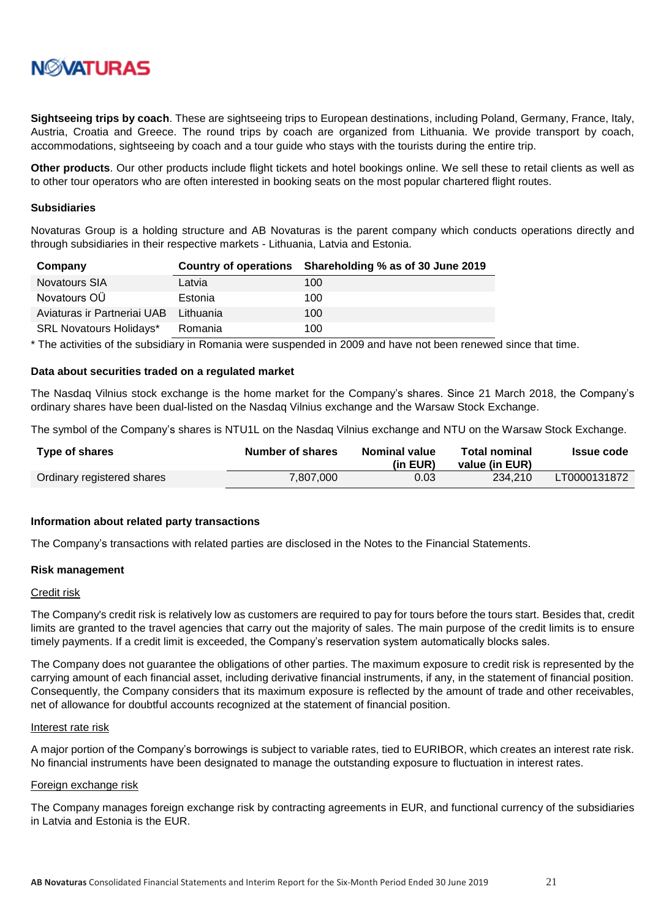**Sightseeing trips by coach**. These are sightseeing trips to European destinations, including Poland, Germany, France, Italy, Austria, Croatia and Greece. The round trips by coach are organized from Lithuania. We provide transport by coach, accommodations, sightseeing by coach and a tour guide who stays with the tourists during the entire trip.

**Other products**. Our other products include flight tickets and hotel bookings online. We sell these to retail clients as well as to other tour operators who are often interested in booking seats on the most popular chartered flight routes.

### Subsidiaries

Novaturas Group is a holding structure and AB Novaturas is the parent company which conducts operations directly and through subsidiaries in their respective markets - Lithuania, Latvia and Estonia.

| Company | Country of operations | Shareholding % as of 30 June 2019 |
|---|---|---|
| Novatours SIA | Latvia | 100 |
| Novatours OÜ | Estonia | 100 |
| Aviaturas ir Partneriai UAB | Lithuania | 100 |
| SRL Novatours Holidays* | Romania | 100 |

* The activities of the subsidiary in Romania were suspended in 2009 and have not been renewed since that time.

### Data about securities traded on a regulated market

The Nasdaq Vilnius stock exchange is the home market for the Company's shares. Since 21 March 2018, the Company's ordinary shares have been dual-listed on the Nasdaq Vilnius exchange and the Warsaw Stock Exchange.

The symbol of the Company's shares is NTU1L on the Nasdaq Vilnius exchange and NTU on the Warsaw Stock Exchange.

| Type of shares | Number of shares | Nominal value (in EUR) | Total nominal value (in EUR) | Issue code |
|---|---|---|---|---|
| Ordinary registered shares | 7,807,000 | 0.03 | 234,210 | LT0000131872 |

### Information about related party transactions

The Company's transactions with related parties are disclosed in the Notes to the Financial Statements.

### Risk management

#### Credit risk

The Company's credit risk is relatively low as customers are required to pay for tours before the tours start. Besides that, credit limits are granted to the travel agencies that carry out the majority of sales. The main purpose of the credit limits is to ensure timely payments. If a credit limit is exceeded, the Company's reservation system automatically blocks sales.

The Company does not guarantee the obligations of other parties. The maximum exposure to credit risk is represented by the carrying amount of each financial asset, including derivative financial instruments, if any, in the statement of financial position. Consequently, the Company considers that its maximum exposure is reflected by the amount of trade and other receivables, net of allowance for doubtful accounts recognized at the statement of financial position.

#### Interest rate risk

A major portion of the Company's borrowings is subject to variable rates, tied to EURIBOR, which creates an interest rate risk. No financial instruments have been designated to manage the outstanding exposure to fluctuation in interest rates.

#### Foreign exchange risk

The Company manages foreign exchange risk by contracting agreements in EUR, and functional currency of the subsidiaries in Latvia and Estonia is the EUR.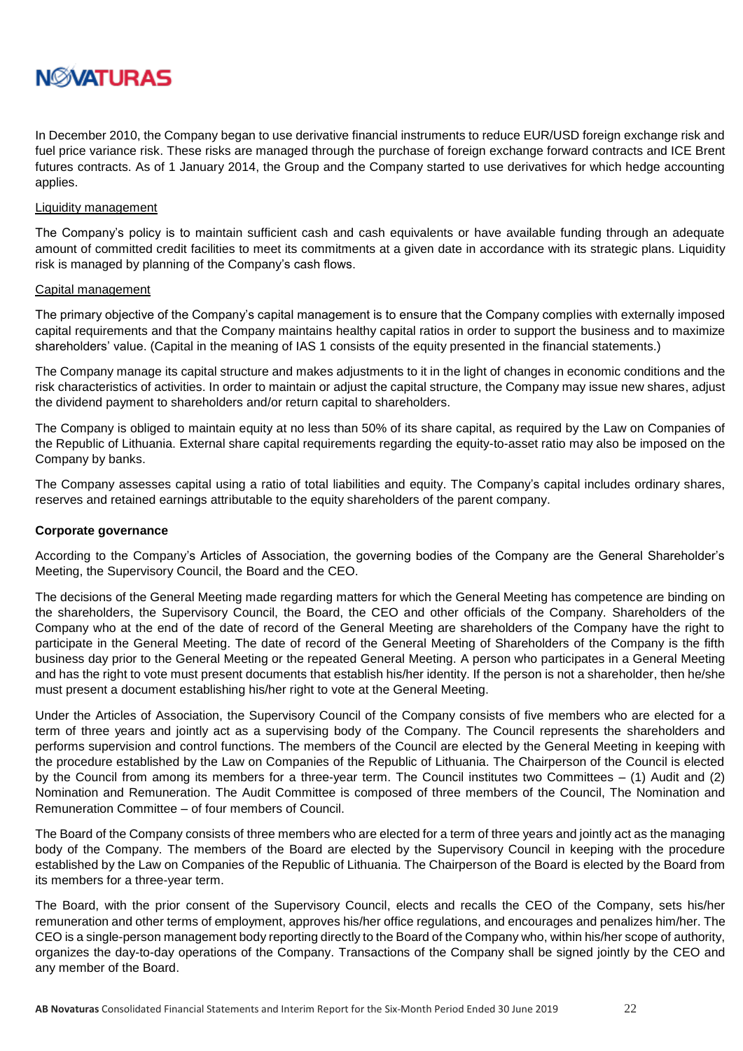In December 2010, the Company began to use derivative financial instruments to reduce EUR/USD foreign exchange risk and fuel price variance risk. These risks are managed through the purchase of foreign exchange forward contracts and ICE Brent futures contracts. As of 1 January 2014, the Group and the Company started to use derivatives for which hedge accounting applies.

Liquidity management

The Company's policy is to maintain sufficient cash and cash equivalents or have available funding through an adequate amount of committed credit facilities to meet its commitments at a given date in accordance with its strategic plans. Liquidity risk is managed by planning of the Company's cash flows.

Capital management

The primary objective of the Company's capital management is to ensure that the Company complies with externally imposed capital requirements and that the Company maintains healthy capital ratios in order to support the business and to maximize shareholders' value. (Capital in the meaning of IAS 1 consists of the equity presented in the financial statements.)

The Company manage its capital structure and makes adjustments to it in the light of changes in economic conditions and the risk characteristics of activities. In order to maintain or adjust the capital structure, the Company may issue new shares, adjust the dividend payment to shareholders and/or return capital to shareholders.

The Company is obliged to maintain equity at no less than 50% of its share capital, as required by the Law on Companies of the Republic of Lithuania. External share capital requirements regarding the equity-to-asset ratio may also be imposed on the Company by banks.

The Company assesses capital using a ratio of total liabilities and equity. The Company's capital includes ordinary shares, reserves and retained earnings attributable to the equity shareholders of the parent company.

**Corporate governance**

According to the Company's Articles of Association, the governing bodies of the Company are the General Shareholder's Meeting, the Supervisory Council, the Board and the CEO.

The decisions of the General Meeting made regarding matters for which the General Meeting has competence are binding on the shareholders, the Supervisory Council, the Board, the CEO and other officials of the Company. Shareholders of the Company who at the end of the date of record of the General Meeting are shareholders of the Company have the right to participate in the General Meeting. The date of record of the General Meeting of Shareholders of the Company is the fifth business day prior to the General Meeting or the repeated General Meeting. A person who participates in a General Meeting and has the right to vote must present documents that establish his/her identity. If the person is not a shareholder, then he/she must present a document establishing his/her right to vote at the General Meeting.

Under the Articles of Association, the Supervisory Council of the Company consists of five members who are elected for a term of three years and jointly act as a supervising body of the Company. The Council represents the shareholders and performs supervision and control functions. The members of the Council are elected by the General Meeting in keeping with the procedure established by the Law on Companies of the Republic of Lithuania. The Chairperson of the Council is elected by the Council from among its members for a three-year term. The Council institutes two Committees – (1) Audit and (2) Nomination and Remuneration. The Audit Committee is composed of three members of the Council, The Nomination and Remuneration Committee – of four members of Council.

The Board of the Company consists of three members who are elected for a term of three years and jointly act as the managing body of the Company. The members of the Board are elected by the Supervisory Council in keeping with the procedure established by the Law on Companies of the Republic of Lithuania. The Chairperson of the Board is elected by the Board from its members for a three-year term.

The Board, with the prior consent of the Supervisory Council, elects and recalls the CEO of the Company, sets his/her remuneration and other terms of employment, approves his/her office regulations, and encourages and penalizes him/her. The CEO is a single-person management body reporting directly to the Board of the Company who, within his/her scope of authority, organizes the day-to-day operations of the Company. Transactions of the Company shall be signed jointly by the CEO and any member of the Board.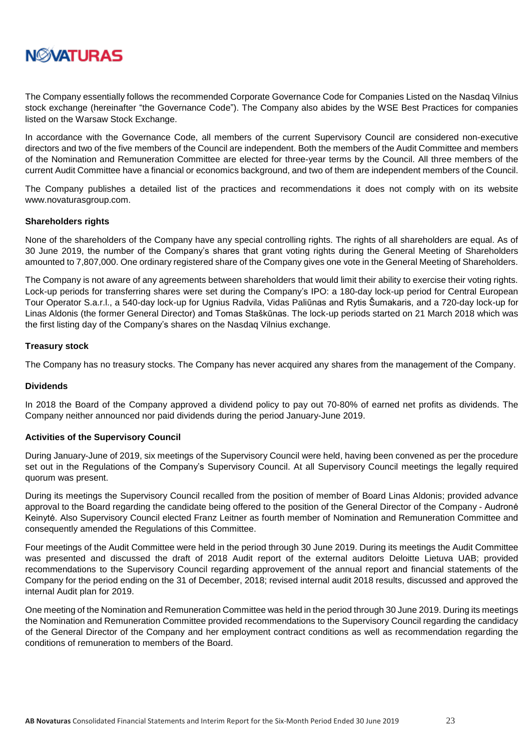The Company essentially follows the recommended Corporate Governance Code for Companies Listed on the Nasdaq Vilnius stock exchange (hereinafter "the Governance Code"). The Company also abides by the WSE Best Practices for companies listed on the Warsaw Stock Exchange.

In accordance with the Governance Code, all members of the current Supervisory Council are considered non-executive directors and two of the five members of the Council are independent. Both the members of the Audit Committee and members of the Nomination and Remuneration Committee are elected for three-year terms by the Council. All three members of the current Audit Committee have a financial or economics background, and two of them are independent members of the Council.

The Company publishes a detailed list of the practices and recommendations it does not comply with on its website www.novaturasgroup.com.

**Shareholders rights**

None of the shareholders of the Company have any special controlling rights. The rights of all shareholders are equal. As of 30 June 2019, the number of the Company's shares that grant voting rights during the General Meeting of Shareholders amounted to 7,807,000. One ordinary registered share of the Company gives one vote in the General Meeting of Shareholders.

The Company is not aware of any agreements between shareholders that would limit their ability to exercise their voting rights. Lock-up periods for transferring shares were set during the Company's IPO: a 180-day lock-up period for Central European Tour Operator S.a.r.l., a 540-day lock-up for Ugnius Radvila, Vidas Paliūnas and Rytis Šumakaris, and a 720-day lock-up for Linas Aldonis (the former General Director) and Tomas Staškūnas. The lock-up periods started on 21 March 2018 which was the first listing day of the Company's shares on the Nasdaq Vilnius exchange.

**Treasury stock**

The Company has no treasury stocks. The Company has never acquired any shares from the management of the Company.

**Dividends**

In 2018 the Board of the Company approved a dividend policy to pay out 70-80% of earned net profits as dividends. The Company neither announced nor paid dividends during the period January-June 2019.

**Activities of the Supervisory Council**

During January-June of 2019, six meetings of the Supervisory Council were held, having been convened as per the procedure set out in the Regulations of the Company's Supervisory Council. At all Supervisory Council meetings the legally required quorum was present.

During its meetings the Supervisory Council recalled from the position of member of Board Linas Aldonis; provided advance approval to the Board regarding the candidate being offered to the position of the General Director of the Company - Audronė Keinytė. Also Supervisory Council elected Franz Leitner as fourth member of Nomination and Remuneration Committee and consequently amended the Regulations of this Committee.

Four meetings of the Audit Committee were held in the period through 30 June 2019. During its meetings the Audit Committee was presented and discussed the draft of 2018 Audit report of the external auditors Deloitte Lietuva UAB; provided recommendations to the Supervisory Council regarding approvement of the annual report and financial statements of the Company for the period ending on the 31 of December, 2018; revised internal audit 2018 results, discussed and approved the internal Audit plan for 2019.

One meeting of the Nomination and Remuneration Committee was held in the period through 30 June 2019. During its meetings the Nomination and Remuneration Committee provided recommendations to the Supervisory Council regarding the candidacy of the General Director of the Company and her employment contract conditions as well as recommendation regarding the conditions of remuneration to members of the Board.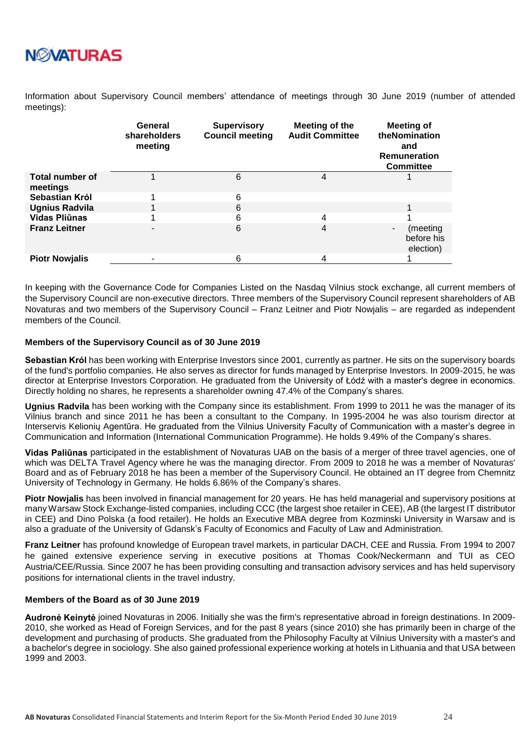Information about Supervisory Council members' attendance of meetings through 30 June 2019 (number of attended meetings):

| | General shareholders meeting | Supervisory Council meeting | Meeting of the Audit Committee | Meeting of theNomination and Remuneration Committee |
|---|---|---|---|---|
| **Total number of meetings** | 1 | 6 | 4 | 1 |
| **Sebastian Król** | 1 | 6 | | |
| **Ugnius Radvila** | 1 | 6 | | 1 |
| **Vidas Pliūnas** | 1 | 6 | 4 | 1 |
| **Franz Leitner** | - | 6 | 4 | - (meeting before his election) |
| **Piotr Nowjalis** | - | 6 | 4 | 1 |

In keeping with the Governance Code for Companies Listed on the Nasdaq Vilnius stock exchange, all current members of the Supervisory Council are non-executive directors. Three members of the Supervisory Council represent shareholders of AB Novaturas and two members of the Supervisory Council – Franz Leitner and Piotr Nowjalis – are regarded as independent members of the Council.

**Members of the Supervisory Council as of 30 June 2019**

**Sebastian Król** has been working with Enterprise Investors since 2001, currently as partner. He sits on the supervisory boards of the fund's portfolio companies. He also serves as director for funds managed by Enterprise Investors. In 2009-2015, he was director at Enterprise Investors Corporation. He graduated from the University of Łódź with a master's degree in economics. Directly holding no shares, he represents a shareholder owning 47.4% of the Company's shares.

**Ugnius Radvila** has been working with the Company since its establishment. From 1999 to 2011 he was the manager of its Vilnius branch and since 2011 he has been a consultant to the Company. In 1995-2004 he was also tourism director at Interservis Kelionių Agentūra. He graduated from the Vilnius University Faculty of Communication with a master's degree in Communication and Information (International Communication Programme). He holds 9.49% of the Company's shares.

**Vidas Paliūnas** participated in the establishment of Novaturas UAB on the basis of a merger of three travel agencies, one of which was DELTA Travel Agency where he was the managing director. From 2009 to 2018 he was a member of Novaturas' Board and as of February 2018 he has been a member of the Supervisory Council. He obtained an IT degree from Chemnitz University of Technology in Germany. He holds 6.86% of the Company's shares.

**Piotr Nowjalis** has been involved in financial management for 20 years. He has held managerial and supervisory positions at many Warsaw Stock Exchange-listed companies, including CCC (the largest shoe retailer in CEE), AB (the largest IT distributor in CEE) and Dino Polska (a food retailer). He holds an Executive MBA degree from Kozminski University in Warsaw and is also a graduate of the University of Gdansk's Faculty of Economics and Faculty of Law and Administration.

**Franz Leitner** has profound knowledge of European travel markets, in particular DACH, CEE and Russia. From 1994 to 2007 he gained extensive experience serving in executive positions at Thomas Cook/Neckermann and TUI as CEO Austria/CEE/Russia. Since 2007 he has been providing consulting and transaction advisory services and has held supervisory positions for international clients in the travel industry.

**Members of the Board as of 30 June 2019**

**Audronė Keinytė** joined Novaturas in 2006. Initially she was the firm's representative abroad in foreign destinations. In 2009-2010, she worked as Head of Foreign Services, and for the past 8 years (since 2010) she has primarily been in charge of the development and purchasing of products. She graduated from the Philosophy Faculty at Vilnius University with a master's and a bachelor's degree in sociology. She also gained professional experience working at hotels in Lithuania and that USA between 1999 and 2003.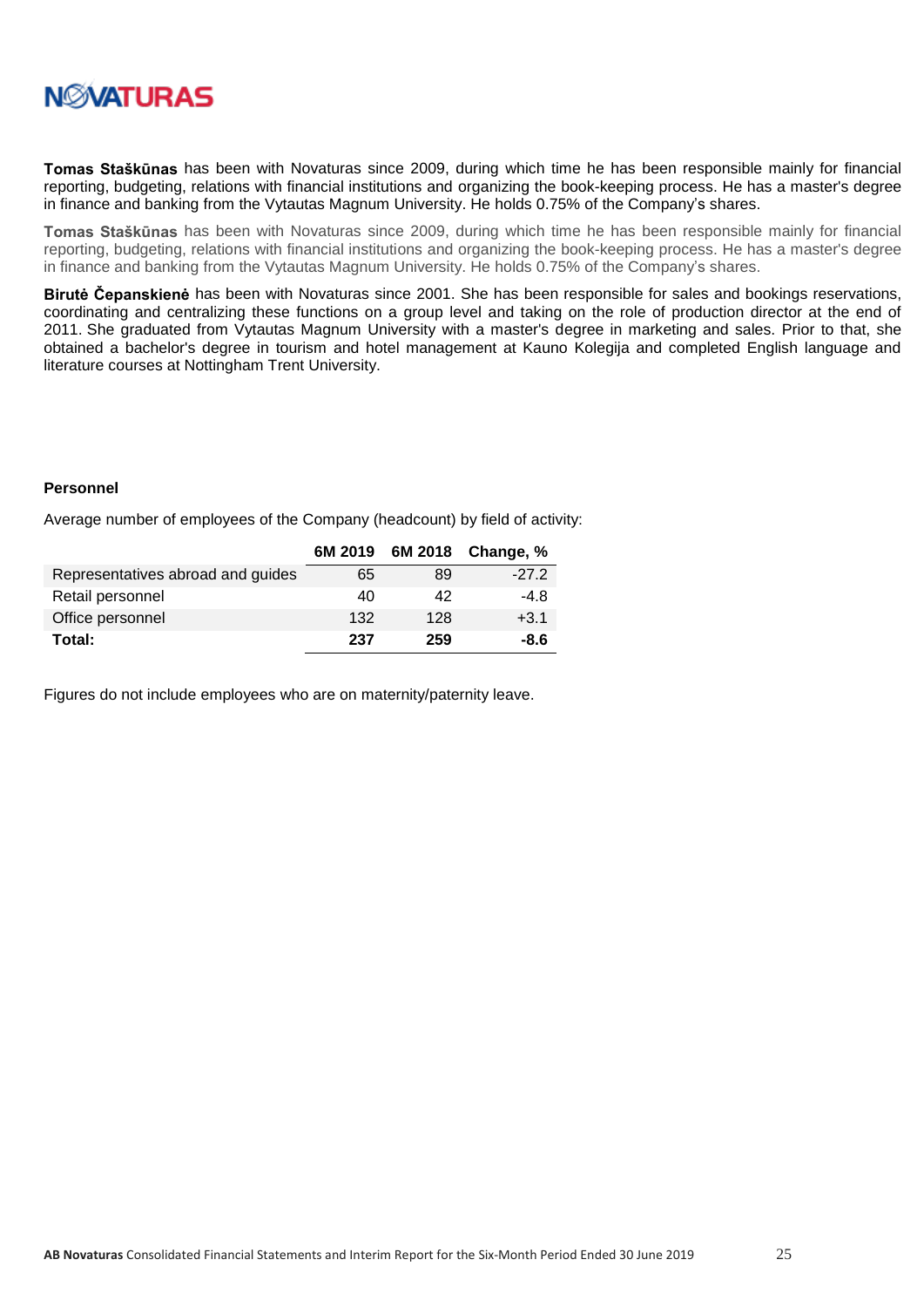**Tomas Staškūnas** has been with Novaturas since 2009, during which time he has been responsible mainly for financial reporting, budgeting, relations with financial institutions and organizing the book-keeping process. He has a master's degree in finance and banking from the Vytautas Magnum University. He holds 0.75% of the Company's shares.

**Tomas Staškūnas** has been with Novaturas since 2009, during which time he has been responsible mainly for financial reporting, budgeting, relations with financial institutions and organizing the book-keeping process. He has a master's degree in finance and banking from the Vytautas Magnum University. He holds 0.75% of the Company's shares.

**Birutė Čepanskienė** has been with Novaturas since 2001. She has been responsible for sales and bookings reservations, coordinating and centralizing these functions on a group level and taking on the role of production director at the end of 2011. She graduated from Vytautas Magnum University with a master's degree in marketing and sales. Prior to that, she obtained a bachelor's degree in tourism and hotel management at Kauno Kolegija and completed English language and literature courses at Nottingham Trent University.

**Personnel**

Average number of employees of the Company (headcount) by field of activity:

| | 6M 2019 | 6M 2018 | Change, % |
|---|---|---|---|
| Representatives abroad and guides | 65 | 89 | -27.2 |
| Retail personnel | 40 | 42 | -4.8 |
| Office personnel | 132 | 128 | +3.1 |
| **Total:** | **237** | **259** | **-8.6** |

Figures do not include employees who are on maternity/paternity leave.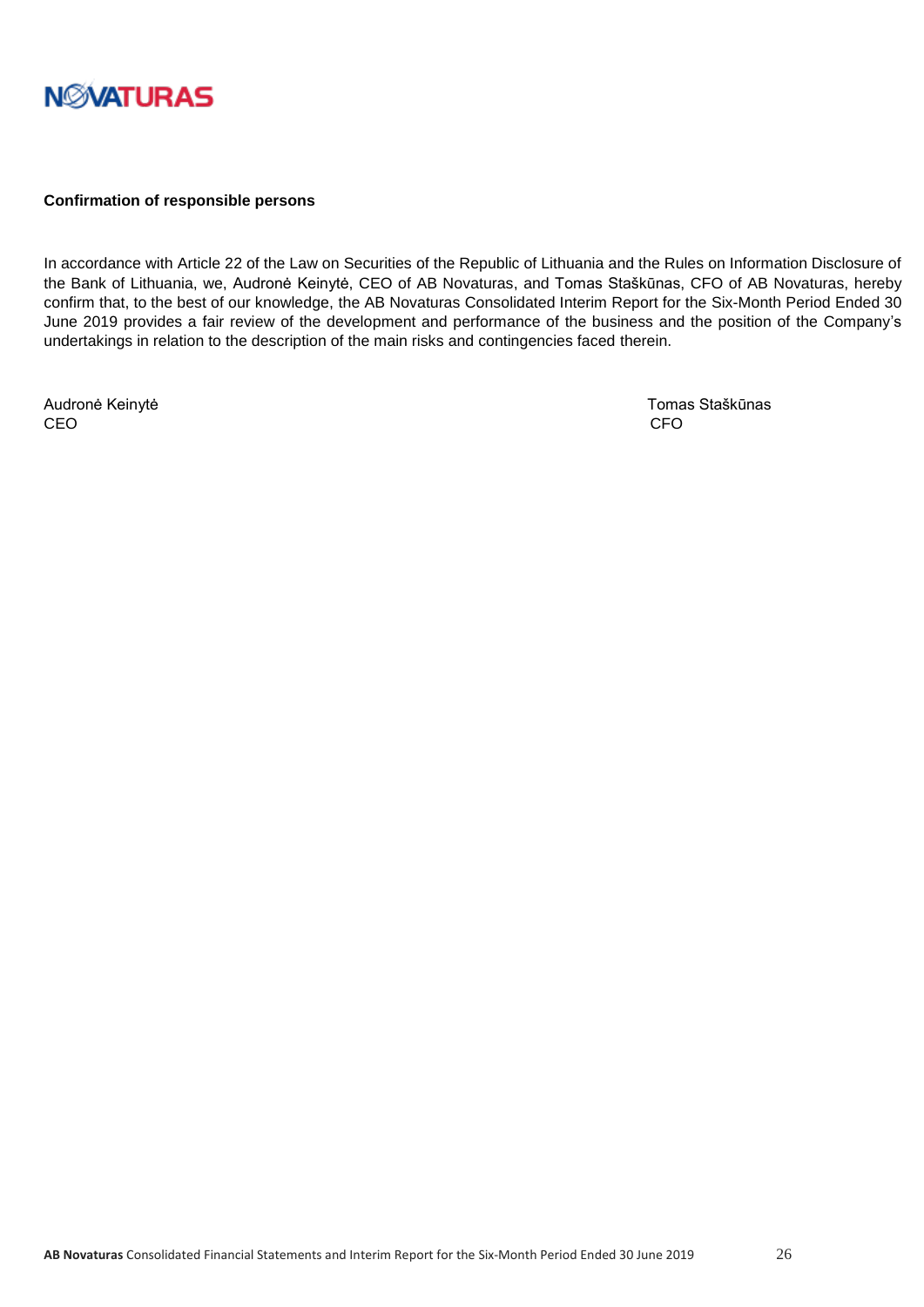**Confirmation of responsible persons**

In accordance with Article 22 of the Law on Securities of the Republic of Lithuania and the Rules on Information Disclosure of the Bank of Lithuania, we, Audronė Keinytė, CEO of AB Novaturas, and Tomas Staškūnas, CFO of AB Novaturas, hereby confirm that, to the best of our knowledge, the AB Novaturas Consolidated Interim Report for the Six-Month Period Ended 30 June 2019 provides a fair review of the development and performance of the business and the position of the Company's undertakings in relation to the description of the main risks and contingencies faced therein.

Audronė Keinytė
CEO

Tomas Staškūnas
CFO